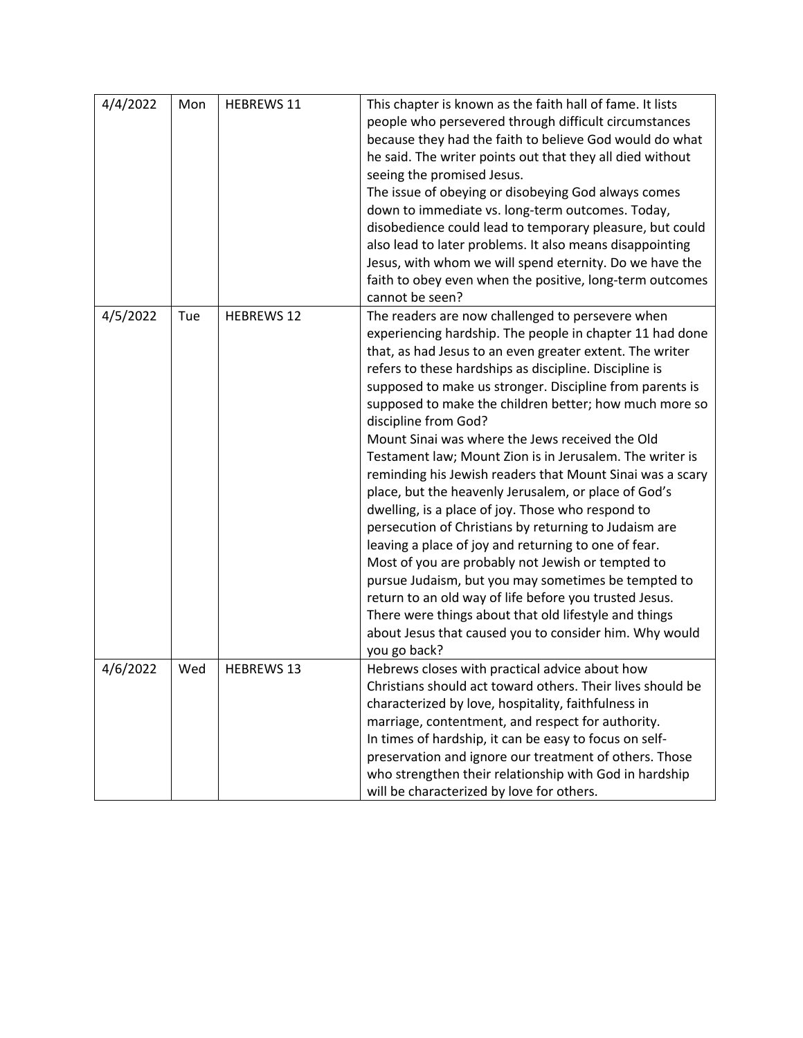| | | | |
|---|---|---|---|
| 4/4/2022 | Mon | HEBREWS 11 | This chapter is known as the faith hall of fame. It lists people who persevered through difficult circumstances because they had the faith to believe God would do what he said. The writer points out that they all died without seeing the promised Jesus.<br>The issue of obeying or disobeying God always comes down to immediate vs. long-term outcomes. Today, disobedience could lead to temporary pleasure, but could also lead to later problems. It also means disappointing Jesus, with whom we will spend eternity. Do we have the faith to obey even when the positive, long-term outcomes cannot be seen? |
| 4/5/2022 | Tue | HEBREWS 12 | The readers are now challenged to persevere when experiencing hardship. The people in chapter 11 had done that, as had Jesus to an even greater extent. The writer refers to these hardships as discipline. Discipline is supposed to make us stronger. Discipline from parents is supposed to make the children better; how much more so discipline from God?<br>Mount Sinai was where the Jews received the Old Testament law; Mount Zion is in Jerusalem. The writer is reminding his Jewish readers that Mount Sinai was a scary place, but the heavenly Jerusalem, or place of God's dwelling, is a place of joy. Those who respond to persecution of Christians by returning to Judaism are leaving a place of joy and returning to one of fear.<br>Most of you are probably not Jewish or tempted to pursue Judaism, but you may sometimes be tempted to return to an old way of life before you trusted Jesus. There were things about that old lifestyle and things about Jesus that caused you to consider him. Why would you go back? |
| 4/6/2022 | Wed | HEBREWS 13 | Hebrews closes with practical advice about how Christians should act toward others. Their lives should be characterized by love, hospitality, faithfulness in marriage, contentment, and respect for authority.<br>In times of hardship, it can be easy to focus on self-preservation and ignore our treatment of others. Those who strengthen their relationship with God in hardship will be characterized by love for others. |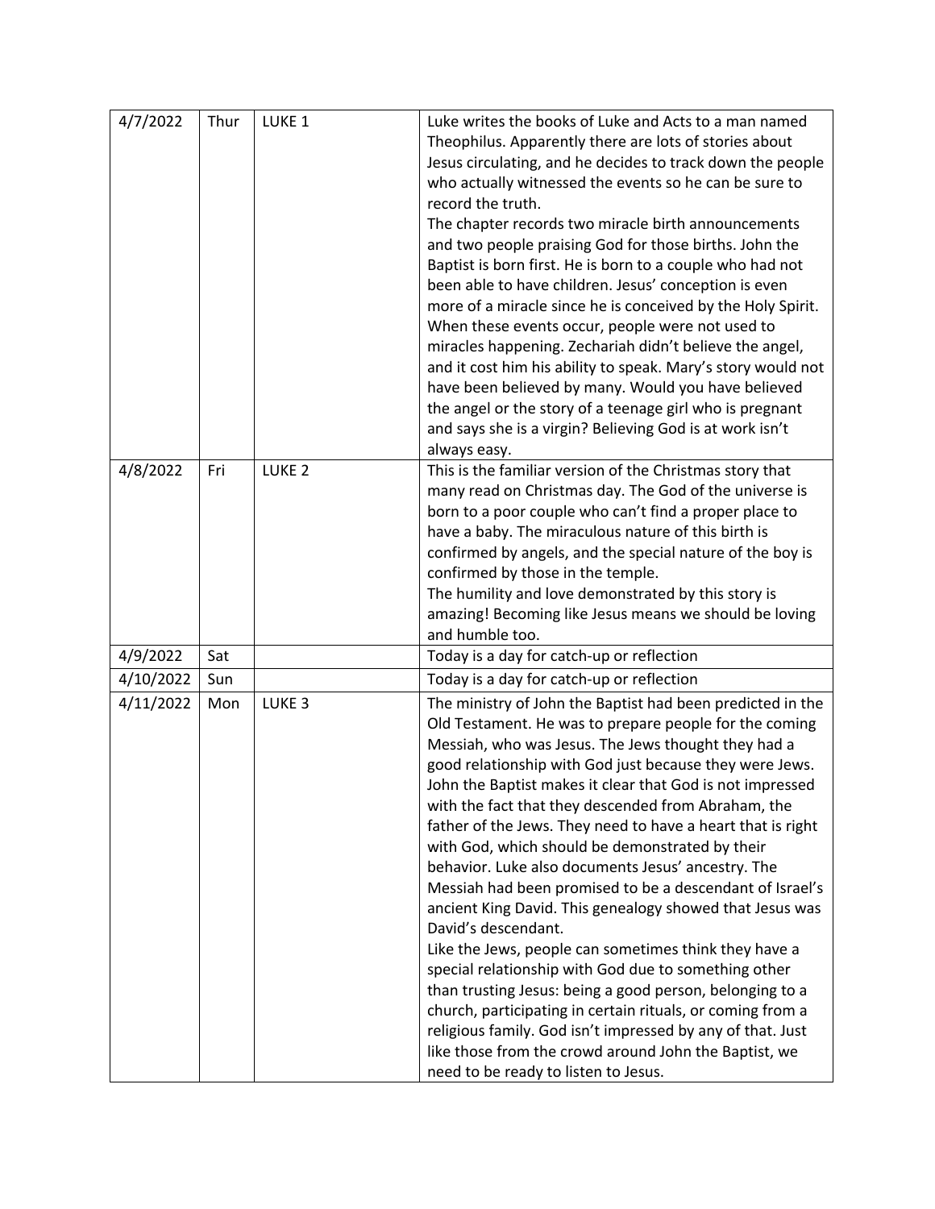| 4/7/2022 | Thur | LUKE 1 | Luke writes the books of Luke and Acts to a man named Theophilus. Apparently there are lots of stories about Jesus circulating, and he decides to track down the people who actually witnessed the events so he can be sure to record the truth.<br>The chapter records two miracle birth announcements and two people praising God for those births. John the Baptist is born first. He is born to a couple who had not been able to have children. Jesus' conception is even more of a miracle since he is conceived by the Holy Spirit. When these events occur, people were not used to miracles happening. Zechariah didn't believe the angel, and it cost him his ability to speak. Mary's story would not have been believed by many. Would you have believed the angel or the story of a teenage girl who is pregnant and says she is a virgin? Believing God is at work isn't always easy. |
|---|---|---|---|
| 4/8/2022 | Fri | LUKE 2 | This is the familiar version of the Christmas story that many read on Christmas day. The God of the universe is born to a poor couple who can't find a proper place to have a baby. The miraculous nature of this birth is confirmed by angels, and the special nature of the boy is confirmed by those in the temple.<br>The humility and love demonstrated by this story is amazing! Becoming like Jesus means we should be loving and humble too. |
| 4/9/2022 | Sat | | Today is a day for catch-up or reflection |
| 4/10/2022 | Sun | | Today is a day for catch-up or reflection |
| 4/11/2022 | Mon | LUKE 3 | The ministry of John the Baptist had been predicted in the Old Testament. He was to prepare people for the coming Messiah, who was Jesus. The Jews thought they had a good relationship with God just because they were Jews. John the Baptist makes it clear that God is not impressed with the fact that they descended from Abraham, the father of the Jews. They need to have a heart that is right with God, which should be demonstrated by their behavior. Luke also documents Jesus' ancestry. The Messiah had been promised to be a descendant of Israel's ancient King David. This genealogy showed that Jesus was David's descendant.<br>Like the Jews, people can sometimes think they have a special relationship with God due to something other than trusting Jesus: being a good person, belonging to a church, participating in certain rituals, or coming from a religious family. God isn't impressed by any of that. Just like those from the crowd around John the Baptist, we need to be ready to listen to Jesus. |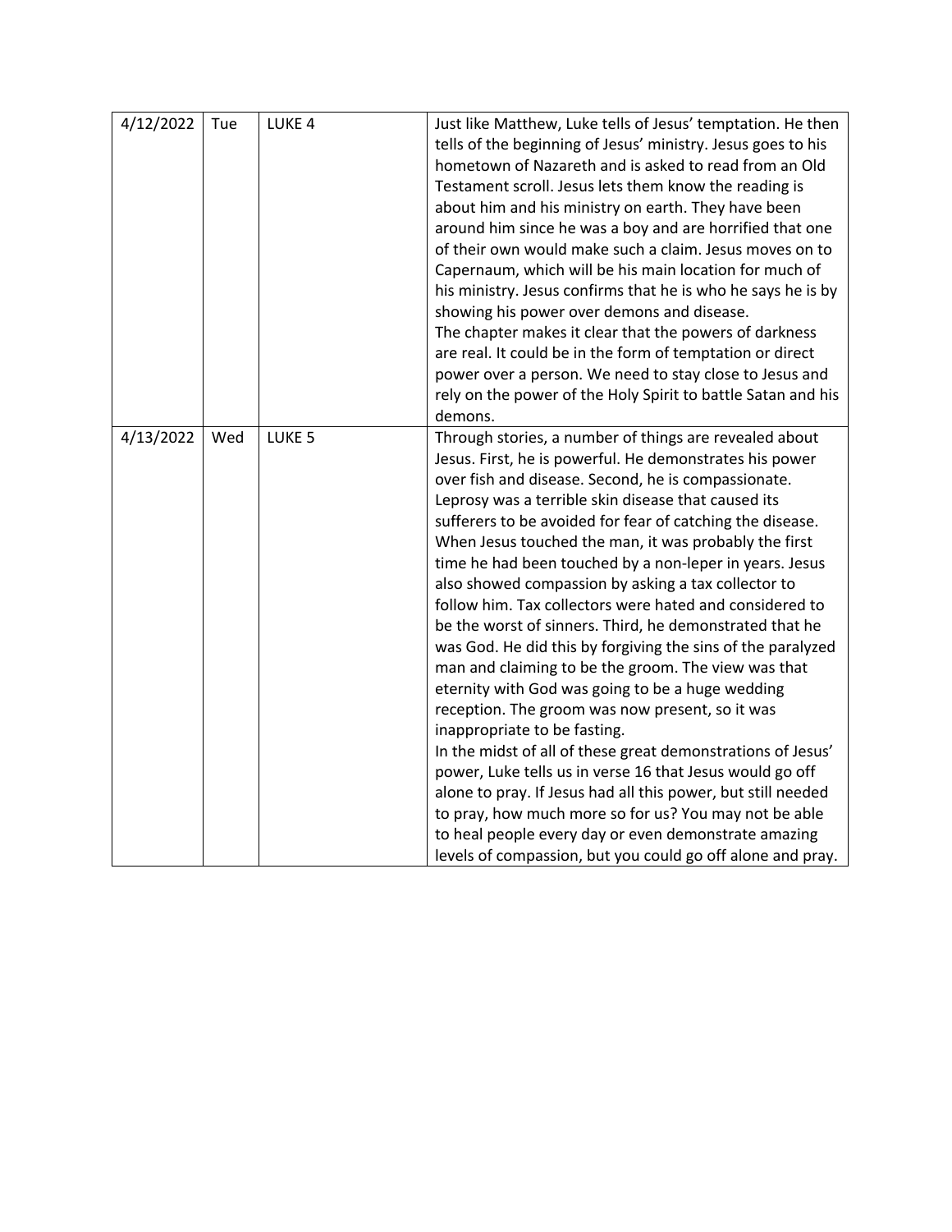| | | | |
|---|---|---|---|
| 4/12/2022 | Tue | LUKE 4 | Just like Matthew, Luke tells of Jesus' temptation. He then tells of the beginning of Jesus' ministry. Jesus goes to his hometown of Nazareth and is asked to read from an Old Testament scroll. Jesus lets them know the reading is about him and his ministry on earth. They have been around him since he was a boy and are horrified that one of their own would make such a claim. Jesus moves on to Capernaum, which will be his main location for much of his ministry. Jesus confirms that he is who he says he is by showing his power over demons and disease.<br>The chapter makes it clear that the powers of darkness are real. It could be in the form of temptation or direct power over a person. We need to stay close to Jesus and rely on the power of the Holy Spirit to battle Satan and his demons. |
| 4/13/2022 | Wed | LUKE 5 | Through stories, a number of things are revealed about Jesus. First, he is powerful. He demonstrates his power over fish and disease. Second, he is compassionate. Leprosy was a terrible skin disease that caused its sufferers to be avoided for fear of catching the disease. When Jesus touched the man, it was probably the first time he had been touched by a non-leper in years. Jesus also showed compassion by asking a tax collector to follow him. Tax collectors were hated and considered to be the worst of sinners. Third, he demonstrated that he was God. He did this by forgiving the sins of the paralyzed man and claiming to be the groom. The view was that eternity with God was going to be a huge wedding reception. The groom was now present, so it was inappropriate to be fasting.<br>In the midst of all of these great demonstrations of Jesus' power, Luke tells us in verse 16 that Jesus would go off alone to pray. If Jesus had all this power, but still needed to pray, how much more so for us? You may not be able to heal people every day or even demonstrate amazing levels of compassion, but you could go off alone and pray. |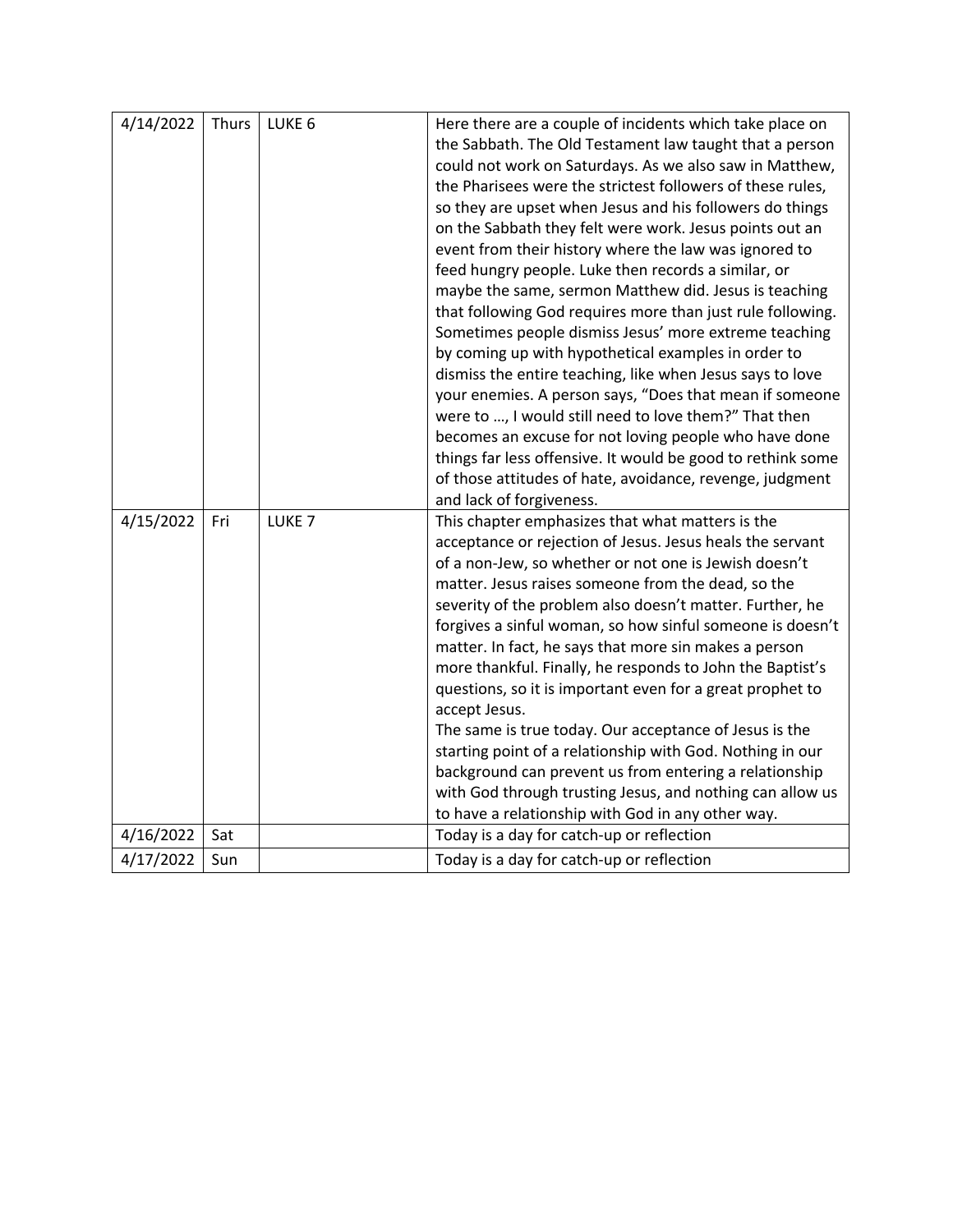| | | | |
|---|---|---|---|
| 4/14/2022 | Thurs | LUKE 6 | Here there are a couple of incidents which take place on the Sabbath. The Old Testament law taught that a person could not work on Saturdays. As we also saw in Matthew, the Pharisees were the strictest followers of these rules, so they are upset when Jesus and his followers do things on the Sabbath they felt were work. Jesus points out an event from their history where the law was ignored to feed hungry people. Luke then records a similar, or maybe the same, sermon Matthew did. Jesus is teaching that following God requires more than just rule following. Sometimes people dismiss Jesus' more extreme teaching by coming up with hypothetical examples in order to dismiss the entire teaching, like when Jesus says to love your enemies. A person says, "Does that mean if someone were to …, I would still need to love them?" That then becomes an excuse for not loving people who have done things far less offensive. It would be good to rethink some of those attitudes of hate, avoidance, revenge, judgment and lack of forgiveness. |
| 4/15/2022 | Fri | LUKE 7 | This chapter emphasizes that what matters is the acceptance or rejection of Jesus. Jesus heals the servant of a non-Jew, so whether or not one is Jewish doesn't matter. Jesus raises someone from the dead, so the severity of the problem also doesn't matter. Further, he forgives a sinful woman, so how sinful someone is doesn't matter. In fact, he says that more sin makes a person more thankful. Finally, he responds to John the Baptist's questions, so it is important even for a great prophet to accept Jesus.<br>The same is true today. Our acceptance of Jesus is the starting point of a relationship with God. Nothing in our background can prevent us from entering a relationship with God through trusting Jesus, and nothing can allow us to have a relationship with God in any other way. |
| 4/16/2022 | Sat | | Today is a day for catch-up or reflection |
| 4/17/2022 | Sun | | Today is a day for catch-up or reflection |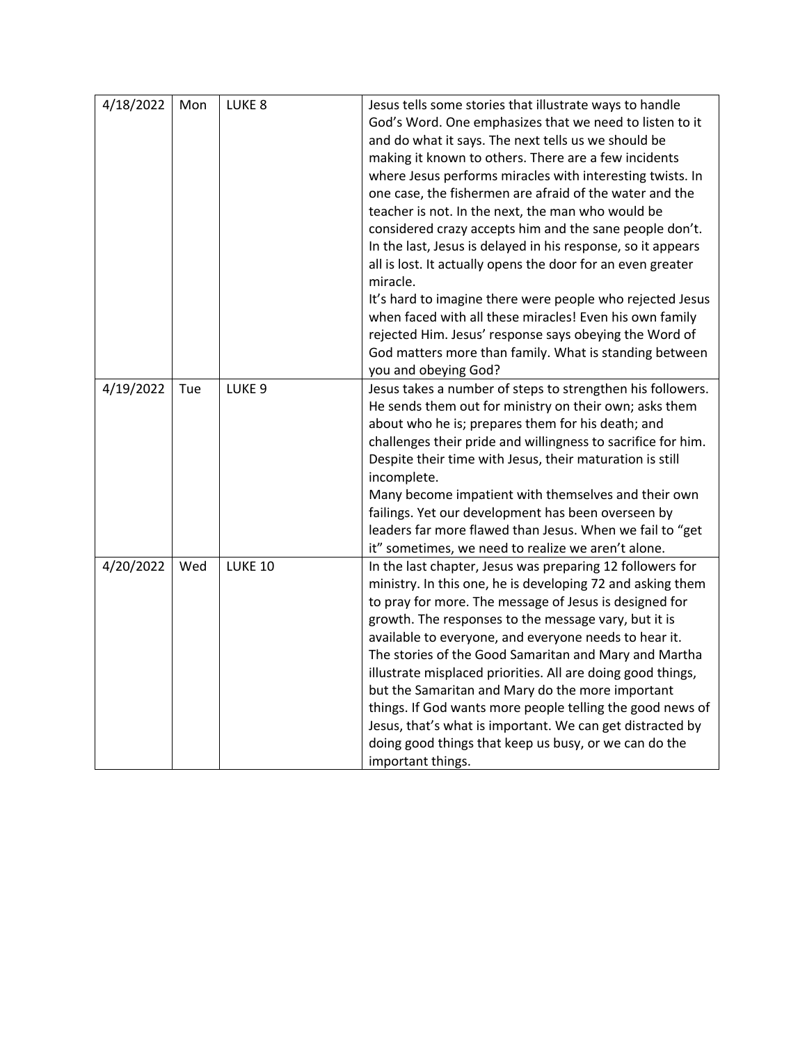| | | | |
|---|---|---|---|
| 4/18/2022 | Mon | LUKE 8 | Jesus tells some stories that illustrate ways to handle God's Word. One emphasizes that we need to listen to it and do what it says. The next tells us we should be making it known to others. There are a few incidents where Jesus performs miracles with interesting twists. In one case, the fishermen are afraid of the water and the teacher is not. In the next, the man who would be considered crazy accepts him and the sane people don't. In the last, Jesus is delayed in his response, so it appears all is lost. It actually opens the door for an even greater miracle.<br>It's hard to imagine there were people who rejected Jesus when faced with all these miracles! Even his own family rejected Him. Jesus' response says obeying the Word of God matters more than family. What is standing between you and obeying God? |
| 4/19/2022 | Tue | LUKE 9 | Jesus takes a number of steps to strengthen his followers. He sends them out for ministry on their own; asks them about who he is; prepares them for his death; and challenges their pride and willingness to sacrifice for him. Despite their time with Jesus, their maturation is still incomplete.<br>Many become impatient with themselves and their own failings. Yet our development has been overseen by leaders far more flawed than Jesus. When we fail to "get it" sometimes, we need to realize we aren't alone. |
| 4/20/2022 | Wed | LUKE 10 | In the last chapter, Jesus was preparing 12 followers for ministry. In this one, he is developing 72 and asking them to pray for more. The message of Jesus is designed for growth. The responses to the message vary, but it is available to everyone, and everyone needs to hear it. The stories of the Good Samaritan and Mary and Martha illustrate misplaced priorities. All are doing good things, but the Samaritan and Mary do the more important things. If God wants more people telling the good news of Jesus, that's what is important. We can get distracted by doing good things that keep us busy, or we can do the important things. |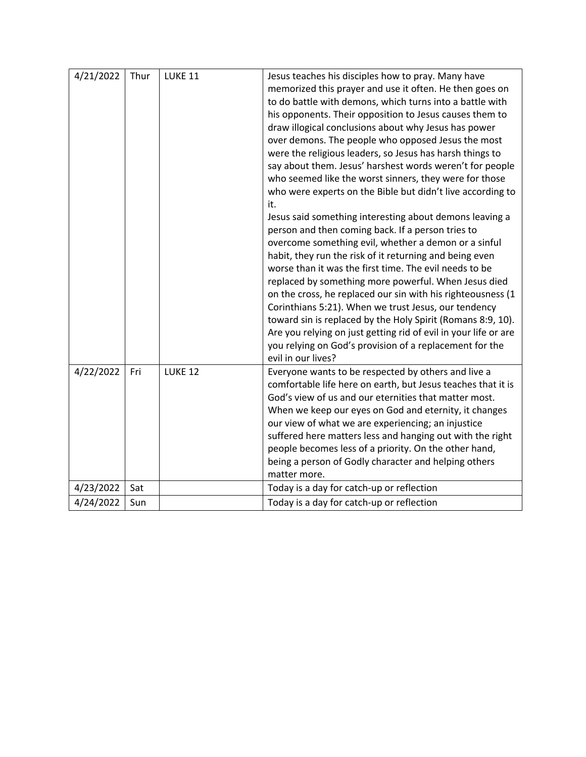| 4/21/2022 | Thur | LUKE 11 | Jesus teaches his disciples how to pray. Many have memorized this prayer and use it often. He then goes on to do battle with demons, which turns into a battle with his opponents. Their opposition to Jesus causes them to draw illogical conclusions about why Jesus has power over demons. The people who opposed Jesus the most were the religious leaders, so Jesus has harsh things to say about them. Jesus' harshest words weren't for people who seemed like the worst sinners, they were for those who were experts on the Bible but didn't live according to it.<br>Jesus said something interesting about demons leaving a person and then coming back. If a person tries to overcome something evil, whether a demon or a sinful habit, they run the risk of it returning and being even worse than it was the first time. The evil needs to be replaced by something more powerful. When Jesus died on the cross, he replaced our sin with his righteousness (1 Corinthians 5:21). When we trust Jesus, our tendency toward sin is replaced by the Holy Spirit (Romans 8:9, 10). Are you relying on just getting rid of evil in your life or are you relying on God's provision of a replacement for the evil in our lives? |
|---|---|---|---|
| 4/22/2022 | Fri | LUKE 12 | Everyone wants to be respected by others and live a comfortable life here on earth, but Jesus teaches that it is God's view of us and our eternities that matter most. When we keep our eyes on God and eternity, it changes our view of what we are experiencing; an injustice suffered here matters less and hanging out with the right people becomes less of a priority. On the other hand, being a person of Godly character and helping others matter more. |
| 4/23/2022 | Sat | | Today is a day for catch-up or reflection |
| 4/24/2022 | Sun | | Today is a day for catch-up or reflection |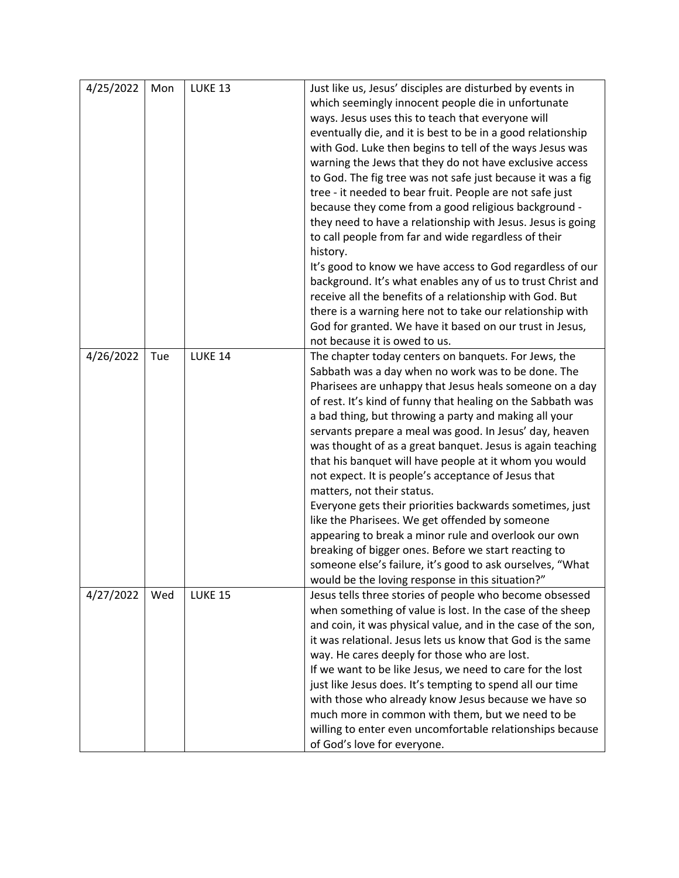| 4/25/2022 | Mon | LUKE 13 | Just like us, Jesus' disciples are disturbed by events in which seemingly innocent people die in unfortunate ways. Jesus uses this to teach that everyone will eventually die, and it is best to be in a good relationship with God. Luke then begins to tell of the ways Jesus was warning the Jews that they do not have exclusive access to God. The fig tree was not safe just because it was a fig tree - it needed to bear fruit. People are not safe just because they come from a good religious background - they need to have a relationship with Jesus. Jesus is going to call people from far and wide regardless of their history.<br>It's good to know we have access to God regardless of our background. It's what enables any of us to trust Christ and receive all the benefits of a relationship with God. But there is a warning here not to take our relationship with God for granted. We have it based on our trust in Jesus, not because it is owed to us. |
|---|---|---|---|
| 4/26/2022 | Tue | LUKE 14 | The chapter today centers on banquets. For Jews, the Sabbath was a day when no work was to be done. The Pharisees are unhappy that Jesus heals someone on a day of rest. It's kind of funny that healing on the Sabbath was a bad thing, but throwing a party and making all your servants prepare a meal was good. In Jesus' day, heaven was thought of as a great banquet. Jesus is again teaching that his banquet will have people at it whom you would not expect. It is people's acceptance of Jesus that matters, not their status.<br>Everyone gets their priorities backwards sometimes, just like the Pharisees. We get offended by someone appearing to break a minor rule and overlook our own breaking of bigger ones. Before we start reacting to someone else's failure, it's good to ask ourselves, "What would be the loving response in this situation?" |
| 4/27/2022 | Wed | LUKE 15 | Jesus tells three stories of people who become obsessed when something of value is lost. In the case of the sheep and coin, it was physical value, and in the case of the son, it was relational. Jesus lets us know that God is the same way. He cares deeply for those who are lost.<br>If we want to be like Jesus, we need to care for the lost just like Jesus does. It's tempting to spend all our time with those who already know Jesus because we have so much more in common with them, but we need to be willing to enter even uncomfortable relationships because of God's love for everyone. |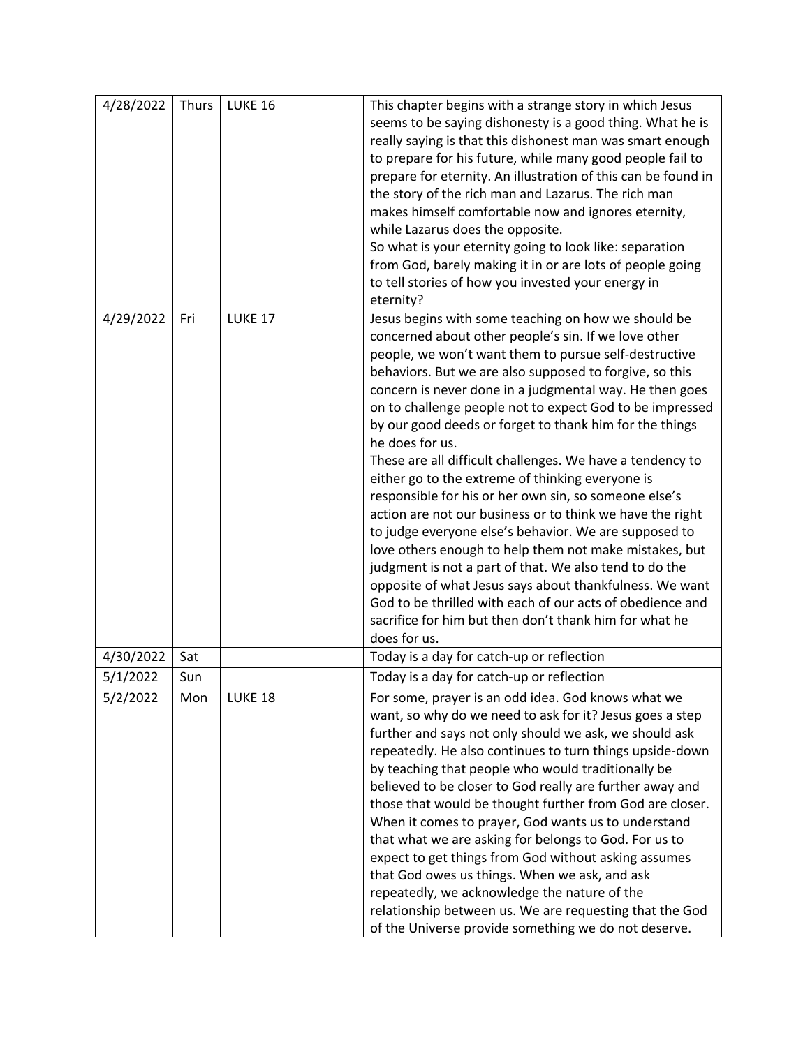| 4/28/2022 | Thurs | LUKE 16 | This chapter begins with a strange story in which Jesus seems to be saying dishonesty is a good thing. What he is really saying is that this dishonest man was smart enough to prepare for his future, while many good people fail to prepare for eternity. An illustration of this can be found in the story of the rich man and Lazarus. The rich man makes himself comfortable now and ignores eternity, while Lazarus does the opposite.<br>So what is your eternity going to look like: separation from God, barely making it in or are lots of people going to tell stories of how you invested your energy in eternity? |
|---|---|---|---|
| 4/29/2022 | Fri | LUKE 17 | Jesus begins with some teaching on how we should be concerned about other people's sin. If we love other people, we won't want them to pursue self-destructive behaviors. But we are also supposed to forgive, so this concern is never done in a judgmental way. He then goes on to challenge people not to expect God to be impressed by our good deeds or forget to thank him for the things he does for us.<br>These are all difficult challenges. We have a tendency to either go to the extreme of thinking everyone is responsible for his or her own sin, so someone else's action are not our business or to think we have the right to judge everyone else's behavior. We are supposed to love others enough to help them not make mistakes, but judgment is not a part of that. We also tend to do the opposite of what Jesus says about thankfulness. We want God to be thrilled with each of our acts of obedience and sacrifice for him but then don't thank him for what he does for us. |
| 4/30/2022 | Sat | | Today is a day for catch-up or reflection |
| 5/1/2022 | Sun | | Today is a day for catch-up or reflection |
| 5/2/2022 | Mon | LUKE 18 | For some, prayer is an odd idea. God knows what we want, so why do we need to ask for it? Jesus goes a step further and says not only should we ask, we should ask repeatedly. He also continues to turn things upside-down by teaching that people who would traditionally be believed to be closer to God really are further away and those that would be thought further from God are closer. When it comes to prayer, God wants us to understand that what we are asking for belongs to God. For us to expect to get things from God without asking assumes that God owes us things. When we ask, and ask repeatedly, we acknowledge the nature of the relationship between us. We are requesting that the God of the Universe provide something we do not deserve. |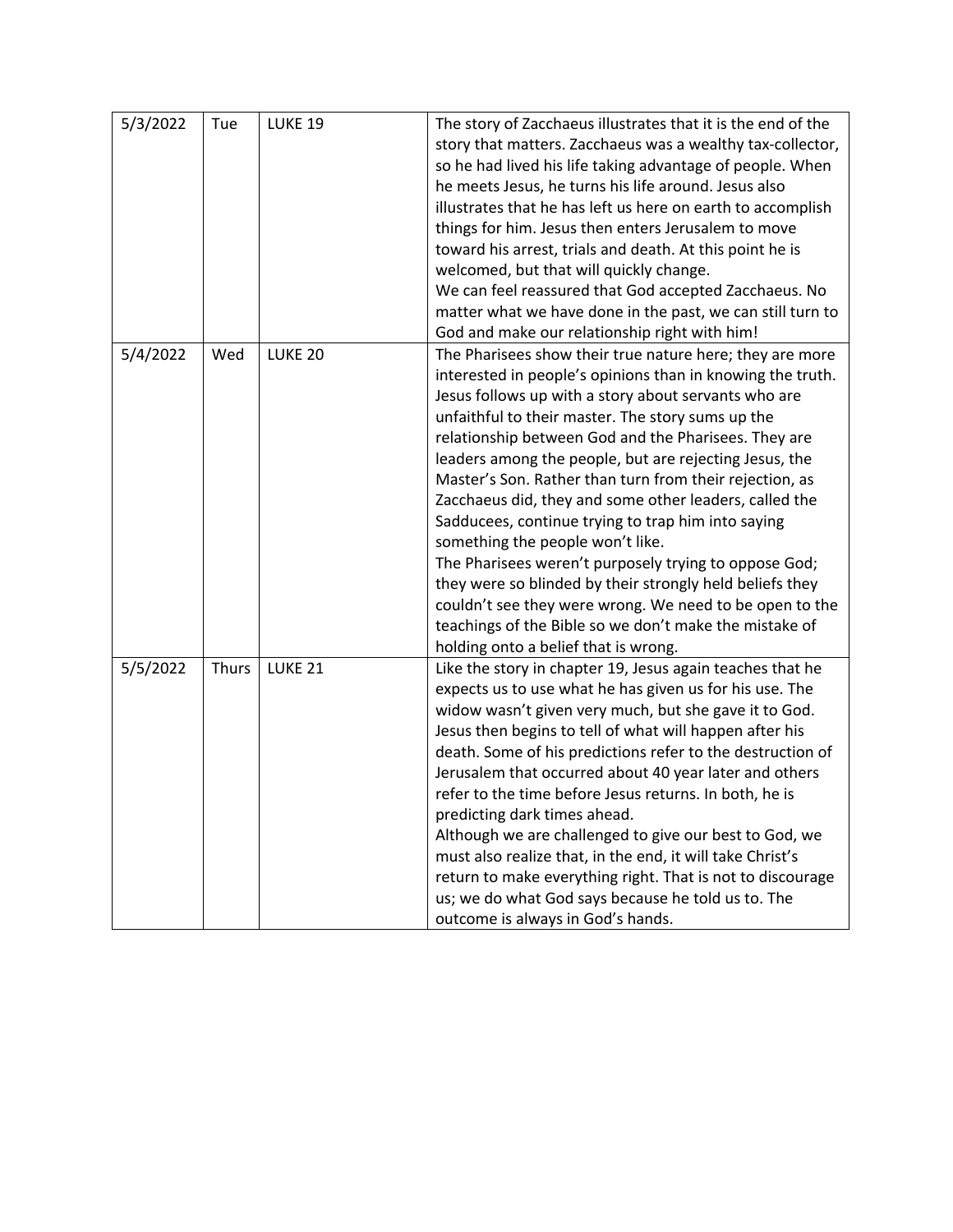| | | | |
|---|---|---|---|
| 5/3/2022 | Tue | LUKE 19 | The story of Zacchaeus illustrates that it is the end of the story that matters. Zacchaeus was a wealthy tax-collector, so he had lived his life taking advantage of people. When he meets Jesus, he turns his life around. Jesus also illustrates that he has left us here on earth to accomplish things for him. Jesus then enters Jerusalem to move toward his arrest, trials and death. At this point he is welcomed, but that will quickly change.<br>We can feel reassured that God accepted Zacchaeus. No matter what we have done in the past, we can still turn to God and make our relationship right with him! |
| 5/4/2022 | Wed | LUKE 20 | The Pharisees show their true nature here; they are more interested in people's opinions than in knowing the truth. Jesus follows up with a story about servants who are unfaithful to their master. The story sums up the relationship between God and the Pharisees. They are leaders among the people, but are rejecting Jesus, the Master's Son. Rather than turn from their rejection, as Zacchaeus did, they and some other leaders, called the Sadducees, continue trying to trap him into saying something the people won't like.<br>The Pharisees weren't purposely trying to oppose God; they were so blinded by their strongly held beliefs they couldn't see they were wrong. We need to be open to the teachings of the Bible so we don't make the mistake of holding onto a belief that is wrong. |
| 5/5/2022 | Thurs | LUKE 21 | Like the story in chapter 19, Jesus again teaches that he expects us to use what he has given us for his use. The widow wasn't given very much, but she gave it to God. Jesus then begins to tell of what will happen after his death. Some of his predictions refer to the destruction of Jerusalem that occurred about 40 year later and others refer to the time before Jesus returns. In both, he is predicting dark times ahead.<br>Although we are challenged to give our best to God, we must also realize that, in the end, it will take Christ's return to make everything right. That is not to discourage us; we do what God says because he told us to. The outcome is always in God's hands. |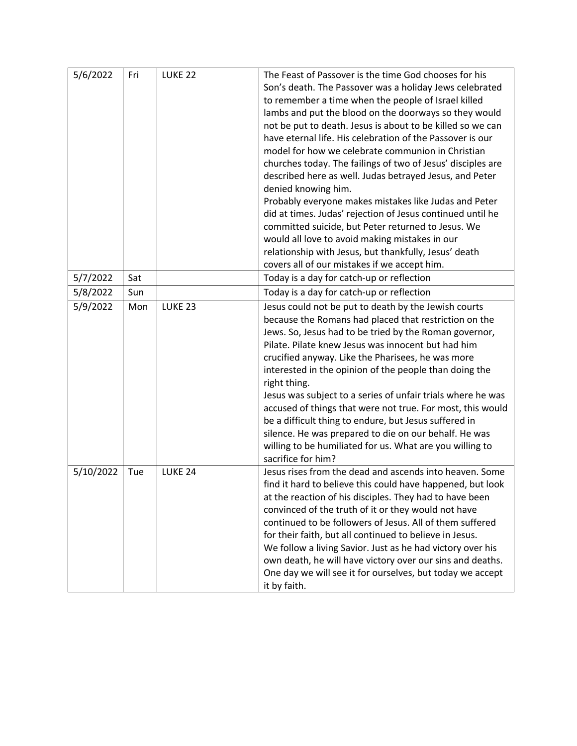| 5/6/2022 | Fri | LUKE 22 | The Feast of Passover is the time God chooses for his Son's death. The Passover was a holiday Jews celebrated to remember a time when the people of Israel killed lambs and put the blood on the doorways so they would not be put to death. Jesus is about to be killed so we can have eternal life. His celebration of the Passover is our model for how we celebrate communion in Christian churches today. The failings of two of Jesus' disciples are described here as well. Judas betrayed Jesus, and Peter denied knowing him.<br>Probably everyone makes mistakes like Judas and Peter did at times. Judas' rejection of Jesus continued until he committed suicide, but Peter returned to Jesus. We would all love to avoid making mistakes in our relationship with Jesus, but thankfully, Jesus' death covers all of our mistakes if we accept him. |
|---|---|---|---|
| 5/7/2022 | Sat | | Today is a day for catch-up or reflection |
| 5/8/2022 | Sun | | Today is a day for catch-up or reflection |
| 5/9/2022 | Mon | LUKE 23 | Jesus could not be put to death by the Jewish courts because the Romans had placed that restriction on the Jews. So, Jesus had to be tried by the Roman governor, Pilate. Pilate knew Jesus was innocent but had him crucified anyway. Like the Pharisees, he was more interested in the opinion of the people than doing the right thing.<br>Jesus was subject to a series of unfair trials where he was accused of things that were not true. For most, this would be a difficult thing to endure, but Jesus suffered in silence. He was prepared to die on our behalf. He was willing to be humiliated for us. What are you willing to sacrifice for him? |
| 5/10/2022 | Tue | LUKE 24 | Jesus rises from the dead and ascends into heaven. Some find it hard to believe this could have happened, but look at the reaction of his disciples. They had to have been convinced of the truth of it or they would not have continued to be followers of Jesus. All of them suffered for their faith, but all continued to believe in Jesus.<br>We follow a living Savior. Just as he had victory over his own death, he will have victory over our sins and deaths. One day we will see it for ourselves, but today we accept it by faith. |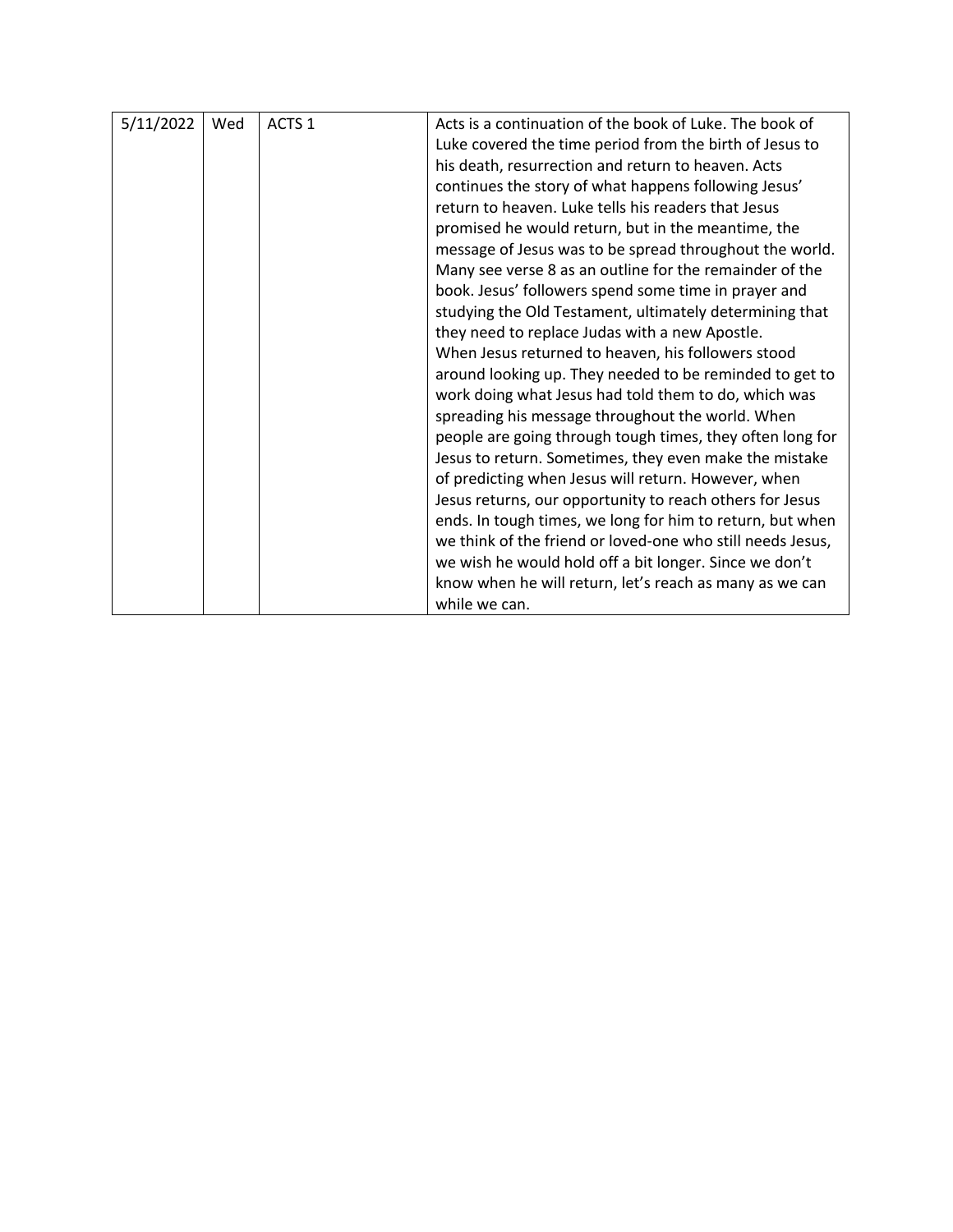| 5/11/2022 | Wed | ACTS 1 | Acts is a continuation of the book of Luke. The book of Luke covered the time period from the birth of Jesus to his death, resurrection and return to heaven. Acts continues the story of what happens following Jesus' return to heaven. Luke tells his readers that Jesus promised he would return, but in the meantime, the message of Jesus was to be spread throughout the world. Many see verse 8 as an outline for the remainder of the book. Jesus' followers spend some time in prayer and studying the Old Testament, ultimately determining that they need to replace Judas with a new Apostle.<br>When Jesus returned to heaven, his followers stood around looking up. They needed to be reminded to get to work doing what Jesus had told them to do, which was spreading his message throughout the world. When people are going through tough times, they often long for Jesus to return. Sometimes, they even make the mistake of predicting when Jesus will return. However, when Jesus returns, our opportunity to reach others for Jesus ends. In tough times, we long for him to return, but when we think of the friend or loved-one who still needs Jesus, we wish he would hold off a bit longer. Since we don't know when he will return, let's reach as many as we can while we can. |
|---|---|---|---|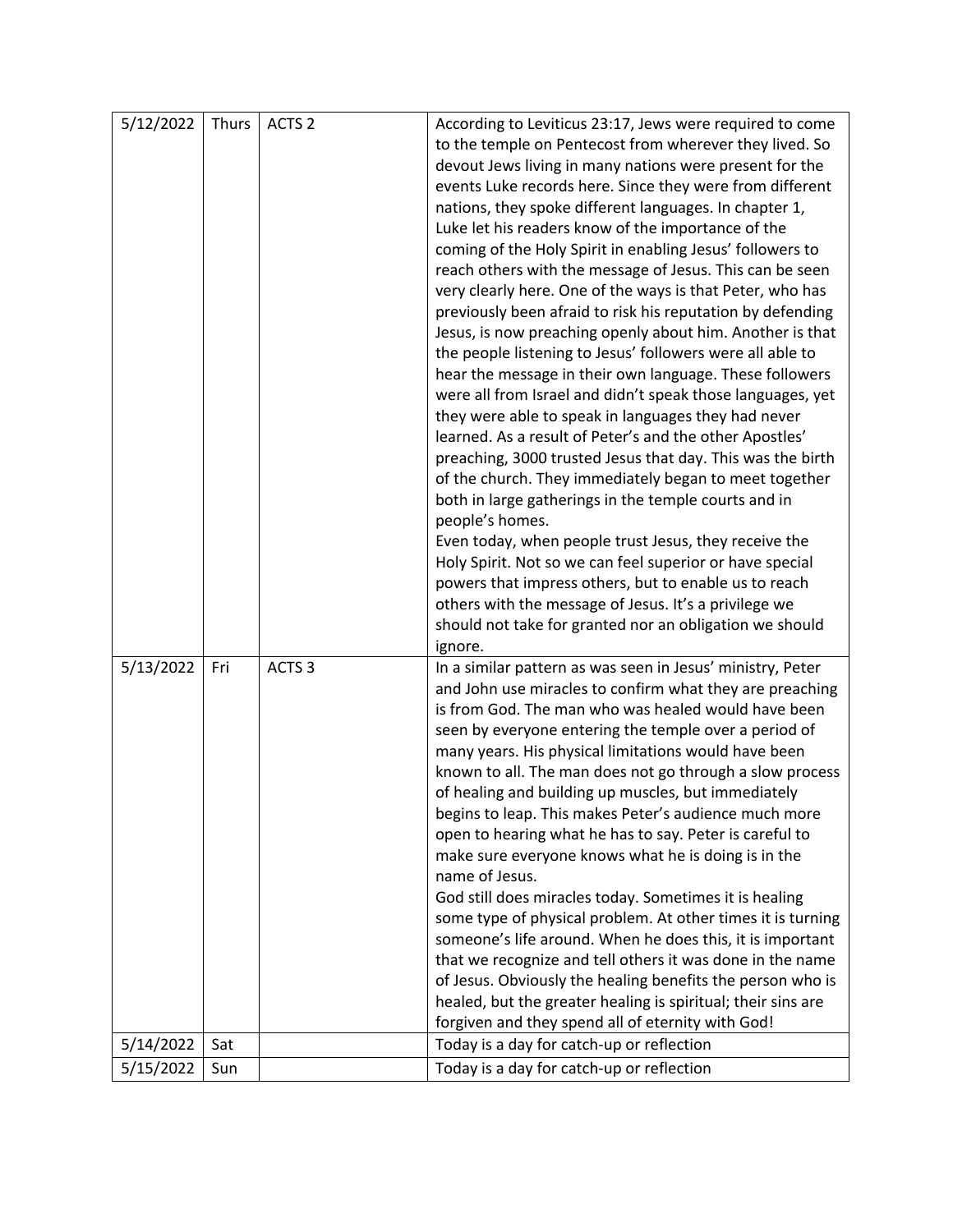| | | | |
|---|---|---|---|
| 5/12/2022 | Thurs | ACTS 2 | According to Leviticus 23:17, Jews were required to come to the temple on Pentecost from wherever they lived. So devout Jews living in many nations were present for the events Luke records here. Since they were from different nations, they spoke different languages. In chapter 1, Luke let his readers know of the importance of the coming of the Holy Spirit in enabling Jesus' followers to reach others with the message of Jesus. This can be seen very clearly here. One of the ways is that Peter, who has previously been afraid to risk his reputation by defending Jesus, is now preaching openly about him. Another is that the people listening to Jesus' followers were all able to hear the message in their own language. These followers were all from Israel and didn't speak those languages, yet they were able to speak in languages they had never learned. As a result of Peter's and the other Apostles' preaching, 3000 trusted Jesus that day. This was the birth of the church. They immediately began to meet together both in large gatherings in the temple courts and in people's homes.<br>Even today, when people trust Jesus, they receive the Holy Spirit. Not so we can feel superior or have special powers that impress others, but to enable us to reach others with the message of Jesus. It's a privilege we should not take for granted nor an obligation we should ignore. |
| 5/13/2022 | Fri | ACTS 3 | In a similar pattern as was seen in Jesus' ministry, Peter and John use miracles to confirm what they are preaching is from God. The man who was healed would have been seen by everyone entering the temple over a period of many years. His physical limitations would have been known to all. The man does not go through a slow process of healing and building up muscles, but immediately begins to leap. This makes Peter's audience much more open to hearing what he has to say. Peter is careful to make sure everyone knows what he is doing is in the name of Jesus.<br>God still does miracles today. Sometimes it is healing some type of physical problem. At other times it is turning someone's life around. When he does this, it is important that we recognize and tell others it was done in the name of Jesus. Obviously the healing benefits the person who is healed, but the greater healing is spiritual; their sins are forgiven and they spend all of eternity with God! |
| 5/14/2022 | Sat | | Today is a day for catch-up or reflection |
| 5/15/2022 | Sun | | Today is a day for catch-up or reflection |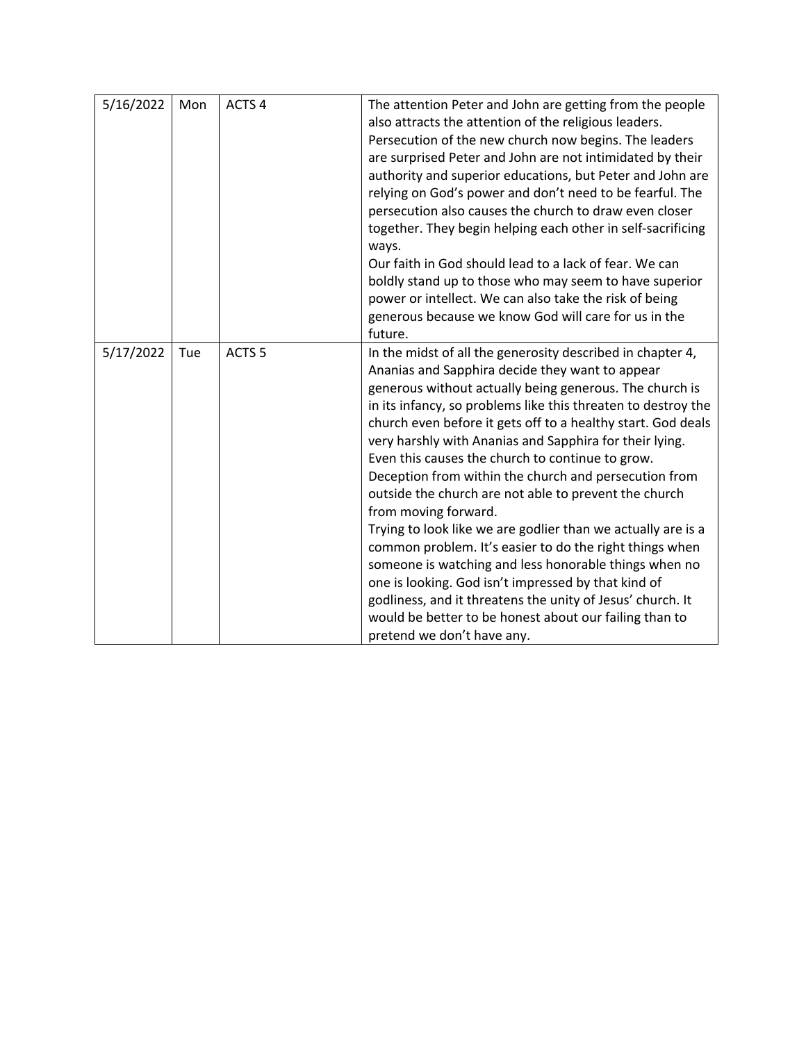| | | | |
|---|---|---|---|
| 5/16/2022 | Mon | ACTS 4 | The attention Peter and John are getting from the people also attracts the attention of the religious leaders. Persecution of the new church now begins. The leaders are surprised Peter and John are not intimidated by their authority and superior educations, but Peter and John are relying on God's power and don't need to be fearful. The persecution also causes the church to draw even closer together. They begin helping each other in self-sacrificing ways.<br>Our faith in God should lead to a lack of fear. We can boldly stand up to those who may seem to have superior power or intellect. We can also take the risk of being generous because we know God will care for us in the future. |
| 5/17/2022 | Tue | ACTS 5 | In the midst of all the generosity described in chapter 4, Ananias and Sapphira decide they want to appear generous without actually being generous. The church is in its infancy, so problems like this threaten to destroy the church even before it gets off to a healthy start. God deals very harshly with Ananias and Sapphira for their lying. Even this causes the church to continue to grow. Deception from within the church and persecution from outside the church are not able to prevent the church from moving forward.<br>Trying to look like we are godlier than we actually are is a common problem. It's easier to do the right things when someone is watching and less honorable things when no one is looking. God isn't impressed by that kind of godliness, and it threatens the unity of Jesus' church. It would be better to be honest about our failing than to pretend we don't have any. |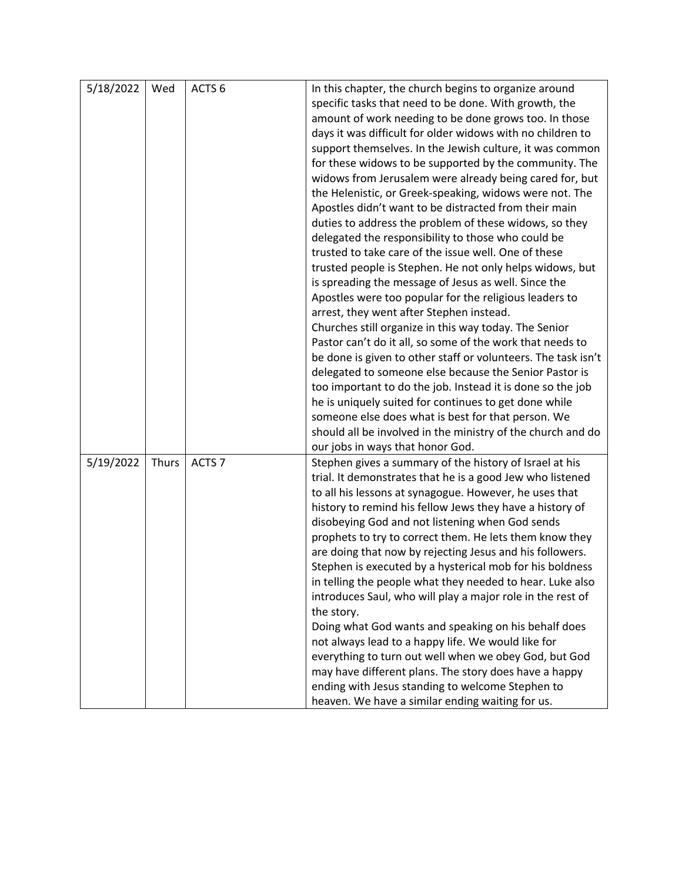| | | | |
|---|---|---|---|
| 5/18/2022 | Wed | ACTS 6 | In this chapter, the church begins to organize around specific tasks that need to be done. With growth, the amount of work needing to be done grows too. In those days it was difficult for older widows with no children to support themselves. In the Jewish culture, it was common for these widows to be supported by the community. The widows from Jerusalem were already being cared for, but the Helenistic, or Greek-speaking, widows were not. The Apostles didn't want to be distracted from their main duties to address the problem of these widows, so they delegated the responsibility to those who could be trusted to take care of the issue well. One of these trusted people is Stephen. He not only helps widows, but is spreading the message of Jesus as well. Since the Apostles were too popular for the religious leaders to arrest, they went after Stephen instead.<br>Churches still organize in this way today. The Senior Pastor can't do it all, so some of the work that needs to be done is given to other staff or volunteers. The task isn't delegated to someone else because the Senior Pastor is too important to do the job. Instead it is done so the job he is uniquely suited for continues to get done while someone else does what is best for that person. We should all be involved in the ministry of the church and do our jobs in ways that honor God. |
| 5/19/2022 | Thurs | ACTS 7 | Stephen gives a summary of the history of Israel at his trial. It demonstrates that he is a good Jew who listened to all his lessons at synagogue. However, he uses that history to remind his fellow Jews they have a history of disobeying God and not listening when God sends prophets to try to correct them. He lets them know they are doing that now by rejecting Jesus and his followers. Stephen is executed by a hysterical mob for his boldness in telling the people what they needed to hear. Luke also introduces Saul, who will play a major role in the rest of the story.<br>Doing what God wants and speaking on his behalf does not always lead to a happy life. We would like for everything to turn out well when we obey God, but God may have different plans. The story does have a happy ending with Jesus standing to welcome Stephen to heaven. We have a similar ending waiting for us. |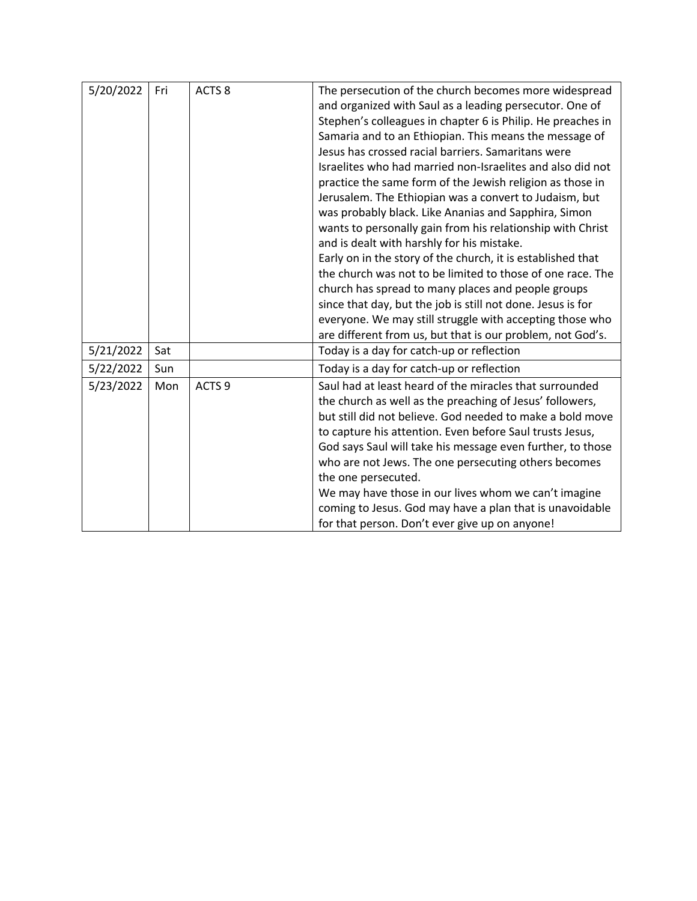| | | | |
|---|---|---|---|
| 5/20/2022 | Fri | ACTS 8 | The persecution of the church becomes more widespread and organized with Saul as a leading persecutor. One of Stephen's colleagues in chapter 6 is Philip. He preaches in Samaria and to an Ethiopian. This means the message of Jesus has crossed racial barriers. Samaritans were Israelites who had married non-Israelites and also did not practice the same form of the Jewish religion as those in Jerusalem. The Ethiopian was a convert to Judaism, but was probably black. Like Ananias and Sapphira, Simon wants to personally gain from his relationship with Christ and is dealt with harshly for his mistake.<br>Early on in the story of the church, it is established that the church was not to be limited to those of one race. The church has spread to many places and people groups since that day, but the job is still not done. Jesus is for everyone. We may still struggle with accepting those who are different from us, but that is our problem, not God's. |
| 5/21/2022 | Sat | | Today is a day for catch-up or reflection |
| 5/22/2022 | Sun | | Today is a day for catch-up or reflection |
| 5/23/2022 | Mon | ACTS 9 | Saul had at least heard of the miracles that surrounded the church as well as the preaching of Jesus' followers, but still did not believe. God needed to make a bold move to capture his attention. Even before Saul trusts Jesus, God says Saul will take his message even further, to those who are not Jews. The one persecuting others becomes the one persecuted.<br>We may have those in our lives whom we can't imagine coming to Jesus. God may have a plan that is unavoidable for that person. Don't ever give up on anyone! |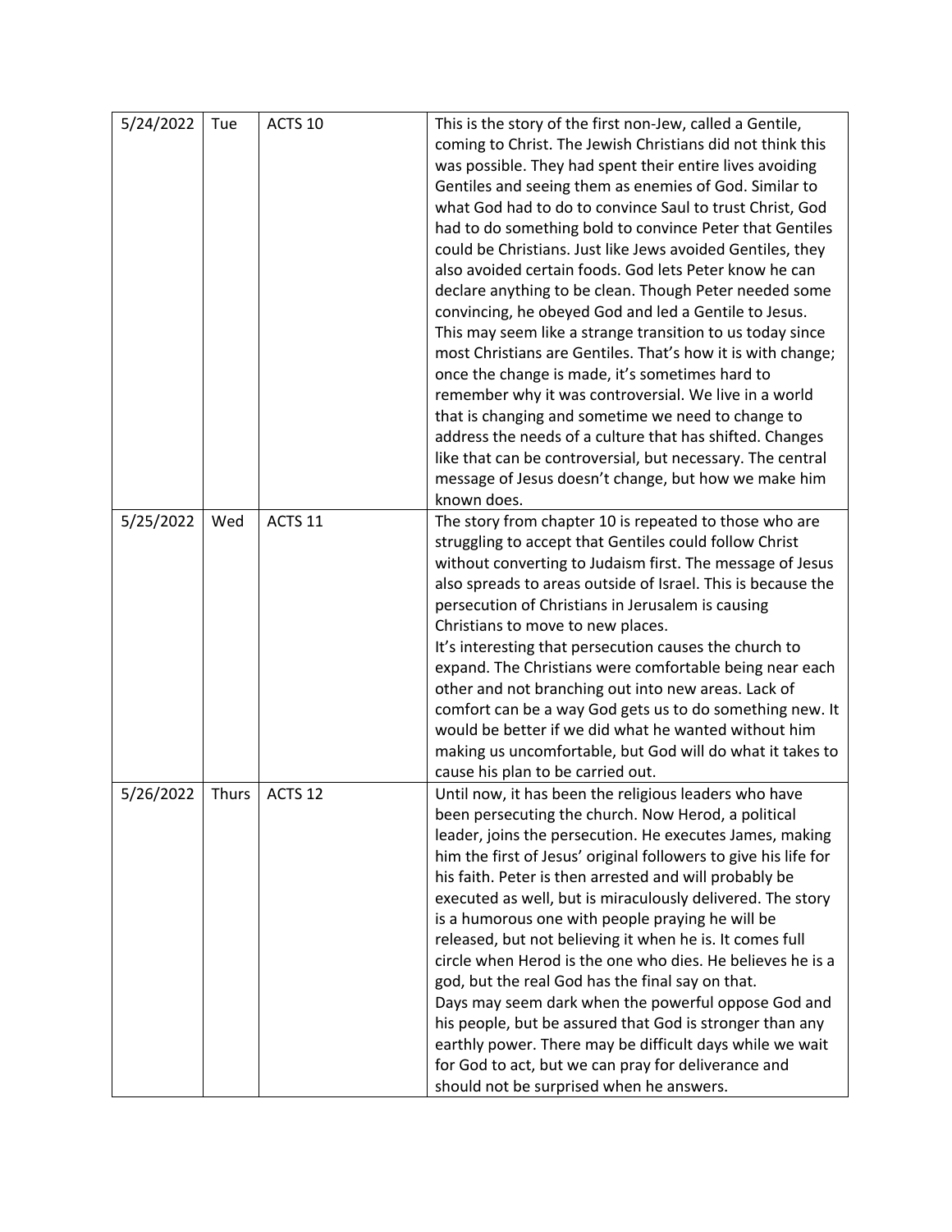| | | | |
|---|---|---|---|
| 5/24/2022 | Tue | ACTS 10 | This is the story of the first non-Jew, called a Gentile, coming to Christ. The Jewish Christians did not think this was possible. They had spent their entire lives avoiding Gentiles and seeing them as enemies of God. Similar to what God had to do to convince Saul to trust Christ, God had to do something bold to convince Peter that Gentiles could be Christians. Just like Jews avoided Gentiles, they also avoided certain foods. God lets Peter know he can declare anything to be clean. Though Peter needed some convincing, he obeyed God and led a Gentile to Jesus. This may seem like a strange transition to us today since most Christians are Gentiles. That's how it is with change; once the change is made, it's sometimes hard to remember why it was controversial. We live in a world that is changing and sometime we need to change to address the needs of a culture that has shifted. Changes like that can be controversial, but necessary. The central message of Jesus doesn't change, but how we make him known does. |
| 5/25/2022 | Wed | ACTS 11 | The story from chapter 10 is repeated to those who are struggling to accept that Gentiles could follow Christ without converting to Judaism first. The message of Jesus also spreads to areas outside of Israel. This is because the persecution of Christians in Jerusalem is causing Christians to move to new places.<br>It's interesting that persecution causes the church to expand. The Christians were comfortable being near each other and not branching out into new areas. Lack of comfort can be a way God gets us to do something new. It would be better if we did what he wanted without him making us uncomfortable, but God will do what it takes to cause his plan to be carried out. |
| 5/26/2022 | Thurs | ACTS 12 | Until now, it has been the religious leaders who have been persecuting the church. Now Herod, a political leader, joins the persecution. He executes James, making him the first of Jesus' original followers to give his life for his faith. Peter is then arrested and will probably be executed as well, but is miraculously delivered. The story is a humorous one with people praying he will be released, but not believing it when he is. It comes full circle when Herod is the one who dies. He believes he is a god, but the real God has the final say on that.<br>Days may seem dark when the powerful oppose God and his people, but be assured that God is stronger than any earthly power. There may be difficult days while we wait for God to act, but we can pray for deliverance and should not be surprised when he answers. |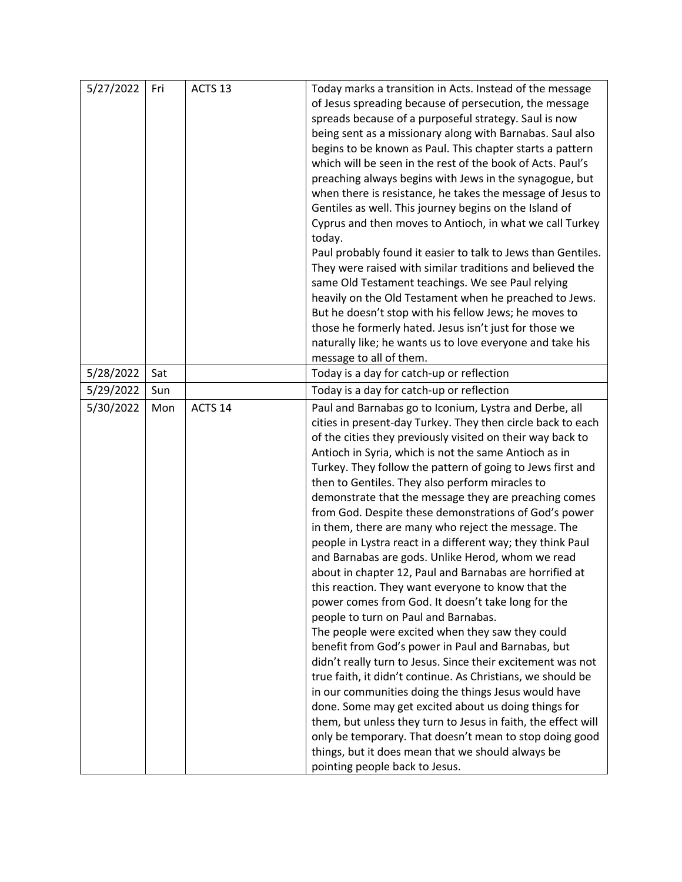| | | | |
|---|---|---|---|
| 5/27/2022 | Fri | ACTS 13 | Today marks a transition in Acts. Instead of the message of Jesus spreading because of persecution, the message spreads because of a purposeful strategy. Saul is now being sent as a missionary along with Barnabas. Saul also begins to be known as Paul. This chapter starts a pattern which will be seen in the rest of the book of Acts. Paul's preaching always begins with Jews in the synagogue, but when there is resistance, he takes the message of Jesus to Gentiles as well. This journey begins on the Island of Cyprus and then moves to Antioch, in what we call Turkey today.<br>Paul probably found it easier to talk to Jews than Gentiles. They were raised with similar traditions and believed the same Old Testament teachings. We see Paul relying heavily on the Old Testament when he preached to Jews. But he doesn't stop with his fellow Jews; he moves to those he formerly hated. Jesus isn't just for those we naturally like; he wants us to love everyone and take his message to all of them. |
| 5/28/2022 | Sat | | Today is a day for catch-up or reflection |
| 5/29/2022 | Sun | | Today is a day for catch-up or reflection |
| 5/30/2022 | Mon | ACTS 14 | Paul and Barnabas go to Iconium, Lystra and Derbe, all cities in present-day Turkey. They then circle back to each of the cities they previously visited on their way back to Antioch in Syria, which is not the same Antioch as in Turkey. They follow the pattern of going to Jews first and then to Gentiles. They also perform miracles to demonstrate that the message they are preaching comes from God. Despite these demonstrations of God's power in them, there are many who reject the message. The people in Lystra react in a different way; they think Paul and Barnabas are gods. Unlike Herod, whom we read about in chapter 12, Paul and Barnabas are horrified at this reaction. They want everyone to know that the power comes from God. It doesn't take long for the people to turn on Paul and Barnabas.<br>The people were excited when they saw they could benefit from God's power in Paul and Barnabas, but didn't really turn to Jesus. Since their excitement was not true faith, it didn't continue. As Christians, we should be in our communities doing the things Jesus would have done. Some may get excited about us doing things for them, but unless they turn to Jesus in faith, the effect will only be temporary. That doesn't mean to stop doing good things, but it does mean that we should always be pointing people back to Jesus. |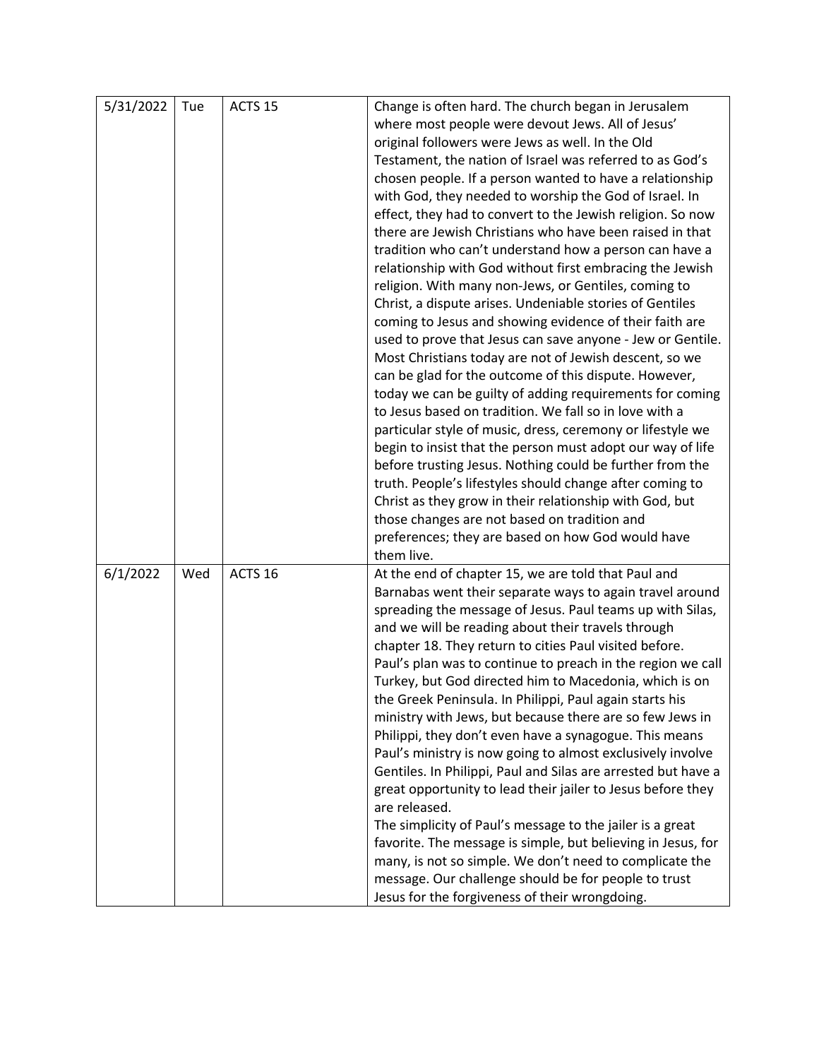| | | | |
|---|---|---|---|
| 5/31/2022 | Tue | ACTS 15 | Change is often hard. The church began in Jerusalem where most people were devout Jews. All of Jesus' original followers were Jews as well. In the Old Testament, the nation of Israel was referred to as God's chosen people. If a person wanted to have a relationship with God, they needed to worship the God of Israel. In effect, they had to convert to the Jewish religion. So now there are Jewish Christians who have been raised in that tradition who can't understand how a person can have a relationship with God without first embracing the Jewish religion. With many non-Jews, or Gentiles, coming to Christ, a dispute arises. Undeniable stories of Gentiles coming to Jesus and showing evidence of their faith are used to prove that Jesus can save anyone - Jew or Gentile. Most Christians today are not of Jewish descent, so we can be glad for the outcome of this dispute. However, today we can be guilty of adding requirements for coming to Jesus based on tradition. We fall so in love with a particular style of music, dress, ceremony or lifestyle we begin to insist that the person must adopt our way of life before trusting Jesus. Nothing could be further from the truth. People's lifestyles should change after coming to Christ as they grow in their relationship with God, but those changes are not based on tradition and preferences; they are based on how God would have them live. |
| 6/1/2022 | Wed | ACTS 16 | At the end of chapter 15, we are told that Paul and Barnabas went their separate ways to again travel around spreading the message of Jesus. Paul teams up with Silas, and we will be reading about their travels through chapter 18. They return to cities Paul visited before. Paul's plan was to continue to preach in the region we call Turkey, but God directed him to Macedonia, which is on the Greek Peninsula. In Philippi, Paul again starts his ministry with Jews, but because there are so few Jews in Philippi, they don't even have a synagogue. This means Paul's ministry is now going to almost exclusively involve Gentiles. In Philippi, Paul and Silas are arrested but have a great opportunity to lead their jailer to Jesus before they are released.<br>The simplicity of Paul's message to the jailer is a great favorite. The message is simple, but believing in Jesus, for many, is not so simple. We don't need to complicate the message. Our challenge should be for people to trust Jesus for the forgiveness of their wrongdoing. |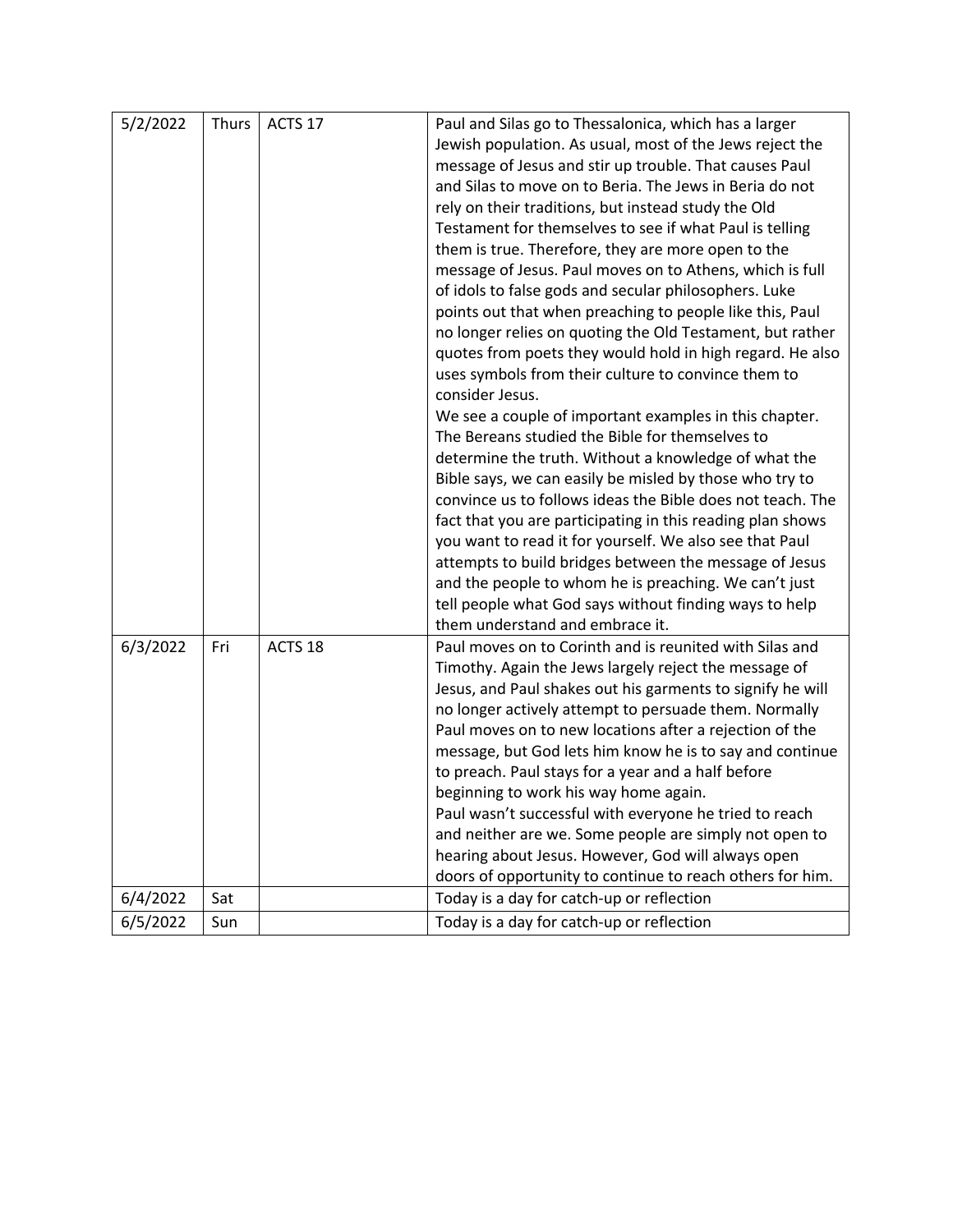| | | | |
|---|---|---|---|
| 5/2/2022 | Thurs | ACTS 17 | Paul and Silas go to Thessalonica, which has a larger Jewish population. As usual, most of the Jews reject the message of Jesus and stir up trouble. That causes Paul and Silas to move on to Beria. The Jews in Beria do not rely on their traditions, but instead study the Old Testament for themselves to see if what Paul is telling them is true. Therefore, they are more open to the message of Jesus. Paul moves on to Athens, which is full of idols to false gods and secular philosophers. Luke points out that when preaching to people like this, Paul no longer relies on quoting the Old Testament, but rather quotes from poets they would hold in high regard. He also uses symbols from their culture to convince them to consider Jesus.<br>We see a couple of important examples in this chapter. The Bereans studied the Bible for themselves to determine the truth. Without a knowledge of what the Bible says, we can easily be misled by those who try to convince us to follows ideas the Bible does not teach. The fact that you are participating in this reading plan shows you want to read it for yourself. We also see that Paul attempts to build bridges between the message of Jesus and the people to whom he is preaching. We can't just tell people what God says without finding ways to help them understand and embrace it. |
| 6/3/2022 | Fri | ACTS 18 | Paul moves on to Corinth and is reunited with Silas and Timothy. Again the Jews largely reject the message of Jesus, and Paul shakes out his garments to signify he will no longer actively attempt to persuade them. Normally Paul moves on to new locations after a rejection of the message, but God lets him know he is to say and continue to preach. Paul stays for a year and a half before beginning to work his way home again.<br>Paul wasn't successful with everyone he tried to reach and neither are we. Some people are simply not open to hearing about Jesus. However, God will always open doors of opportunity to continue to reach others for him. |
| 6/4/2022 | Sat | | Today is a day for catch-up or reflection |
| 6/5/2022 | Sun | | Today is a day for catch-up or reflection |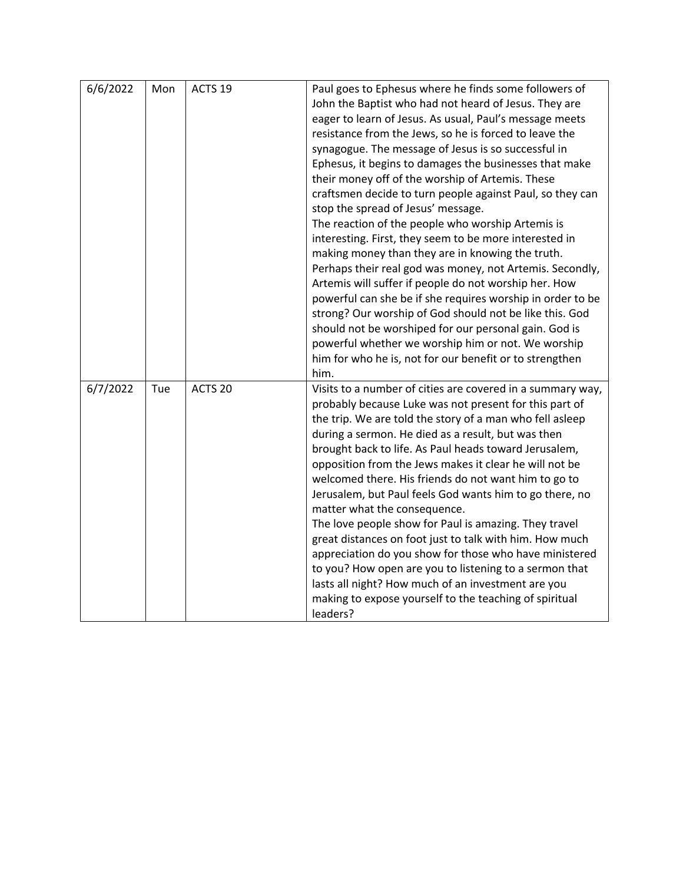| | | | |
|---|---|---|---|
| 6/6/2022 | Mon | ACTS 19 | Paul goes to Ephesus where he finds some followers of John the Baptist who had not heard of Jesus. They are eager to learn of Jesus. As usual, Paul's message meets resistance from the Jews, so he is forced to leave the synagogue. The message of Jesus is so successful in Ephesus, it begins to damages the businesses that make their money off of the worship of Artemis. These craftsmen decide to turn people against Paul, so they can stop the spread of Jesus' message.<br>The reaction of the people who worship Artemis is interesting. First, they seem to be more interested in making money than they are in knowing the truth. Perhaps their real god was money, not Artemis. Secondly, Artemis will suffer if people do not worship her. How powerful can she be if she requires worship in order to be strong? Our worship of God should not be like this. God should not be worshiped for our personal gain. God is powerful whether we worship him or not. We worship him for who he is, not for our benefit or to strengthen him. |
| 6/7/2022 | Tue | ACTS 20 | Visits to a number of cities are covered in a summary way, probably because Luke was not present for this part of the trip. We are told the story of a man who fell asleep during a sermon. He died as a result, but was then brought back to life. As Paul heads toward Jerusalem, opposition from the Jews makes it clear he will not be welcomed there. His friends do not want him to go to Jerusalem, but Paul feels God wants him to go there, no matter what the consequence.<br>The love people show for Paul is amazing. They travel great distances on foot just to talk with him. How much appreciation do you show for those who have ministered to you? How open are you to listening to a sermon that lasts all night? How much of an investment are you making to expose yourself to the teaching of spiritual leaders? |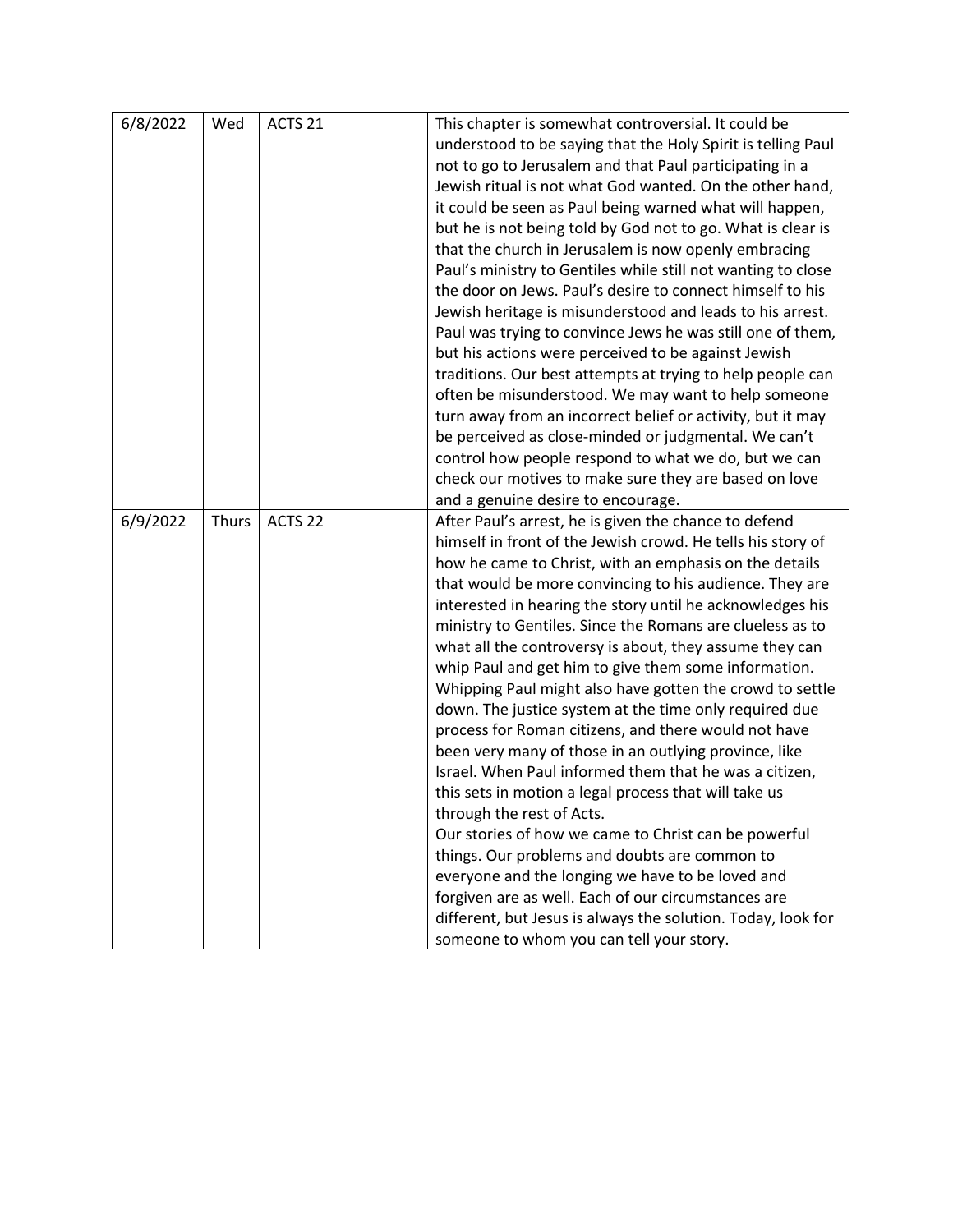| | | | |
|---|---|---|---|
| 6/8/2022 | Wed | ACTS 21 | This chapter is somewhat controversial. It could be understood to be saying that the Holy Spirit is telling Paul not to go to Jerusalem and that Paul participating in a Jewish ritual is not what God wanted. On the other hand, it could be seen as Paul being warned what will happen, but he is not being told by God not to go. What is clear is that the church in Jerusalem is now openly embracing Paul's ministry to Gentiles while still not wanting to close the door on Jews. Paul's desire to connect himself to his Jewish heritage is misunderstood and leads to his arrest. Paul was trying to convince Jews he was still one of them, but his actions were perceived to be against Jewish traditions. Our best attempts at trying to help people can often be misunderstood. We may want to help someone turn away from an incorrect belief or activity, but it may be perceived as close-minded or judgmental. We can't control how people respond to what we do, but we can check our motives to make sure they are based on love and a genuine desire to encourage. |
| 6/9/2022 | Thurs | ACTS 22 | After Paul's arrest, he is given the chance to defend himself in front of the Jewish crowd. He tells his story of how he came to Christ, with an emphasis on the details that would be more convincing to his audience. They are interested in hearing the story until he acknowledges his ministry to Gentiles. Since the Romans are clueless as to what all the controversy is about, they assume they can whip Paul and get him to give them some information. Whipping Paul might also have gotten the crowd to settle down. The justice system at the time only required due process for Roman citizens, and there would not have been very many of those in an outlying province, like Israel. When Paul informed them that he was a citizen, this sets in motion a legal process that will take us through the rest of Acts.<br>Our stories of how we came to Christ can be powerful things. Our problems and doubts are common to everyone and the longing we have to be loved and forgiven are as well. Each of our circumstances are different, but Jesus is always the solution. Today, look for someone to whom you can tell your story. |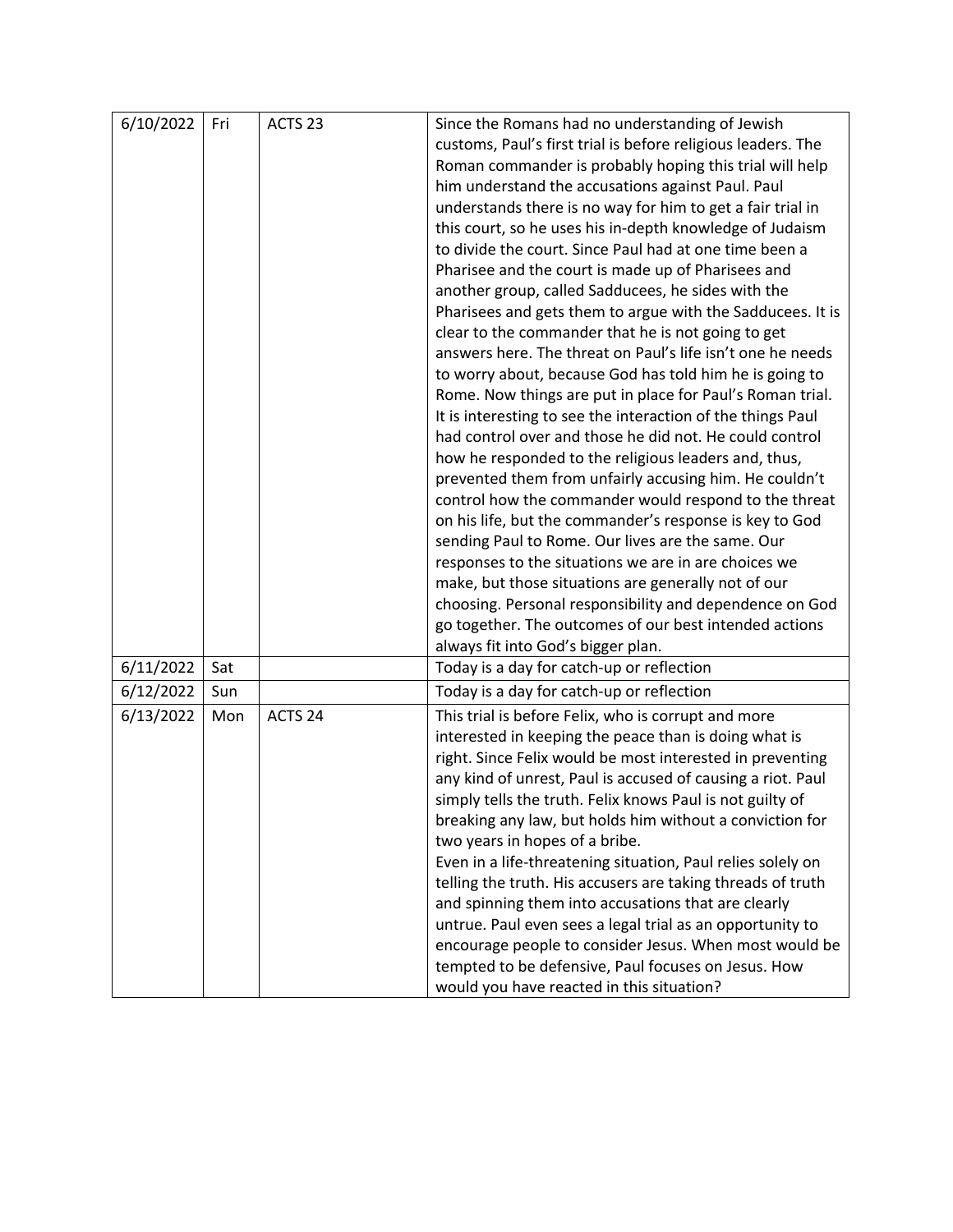| | | | |
|---|---|---|---|
| 6/10/2022 | Fri | ACTS 23 | Since the Romans had no understanding of Jewish customs, Paul's first trial is before religious leaders. The Roman commander is probably hoping this trial will help him understand the accusations against Paul. Paul understands there is no way for him to get a fair trial in this court, so he uses his in-depth knowledge of Judaism to divide the court. Since Paul had at one time been a Pharisee and the court is made up of Pharisees and another group, called Sadducees, he sides with the Pharisees and gets them to argue with the Sadducees. It is clear to the commander that he is not going to get answers here. The threat on Paul's life isn't one he needs to worry about, because God has told him he is going to Rome. Now things are put in place for Paul's Roman trial. It is interesting to see the interaction of the things Paul had control over and those he did not. He could control how he responded to the religious leaders and, thus, prevented them from unfairly accusing him. He couldn't control how the commander would respond to the threat on his life, but the commander's response is key to God sending Paul to Rome. Our lives are the same. Our responses to the situations we are in are choices we make, but those situations are generally not of our choosing. Personal responsibility and dependence on God go together. The outcomes of our best intended actions always fit into God's bigger plan. |
| 6/11/2022 | Sat | | Today is a day for catch-up or reflection |
| 6/12/2022 | Sun | | Today is a day for catch-up or reflection |
| 6/13/2022 | Mon | ACTS 24 | This trial is before Felix, who is corrupt and more interested in keeping the peace than is doing what is right. Since Felix would be most interested in preventing any kind of unrest, Paul is accused of causing a riot. Paul simply tells the truth. Felix knows Paul is not guilty of breaking any law, but holds him without a conviction for two years in hopes of a bribe.<br>Even in a life-threatening situation, Paul relies solely on telling the truth. His accusers are taking threads of truth and spinning them into accusations that are clearly untrue. Paul even sees a legal trial as an opportunity to encourage people to consider Jesus. When most would be tempted to be defensive, Paul focuses on Jesus. How would you have reacted in this situation? |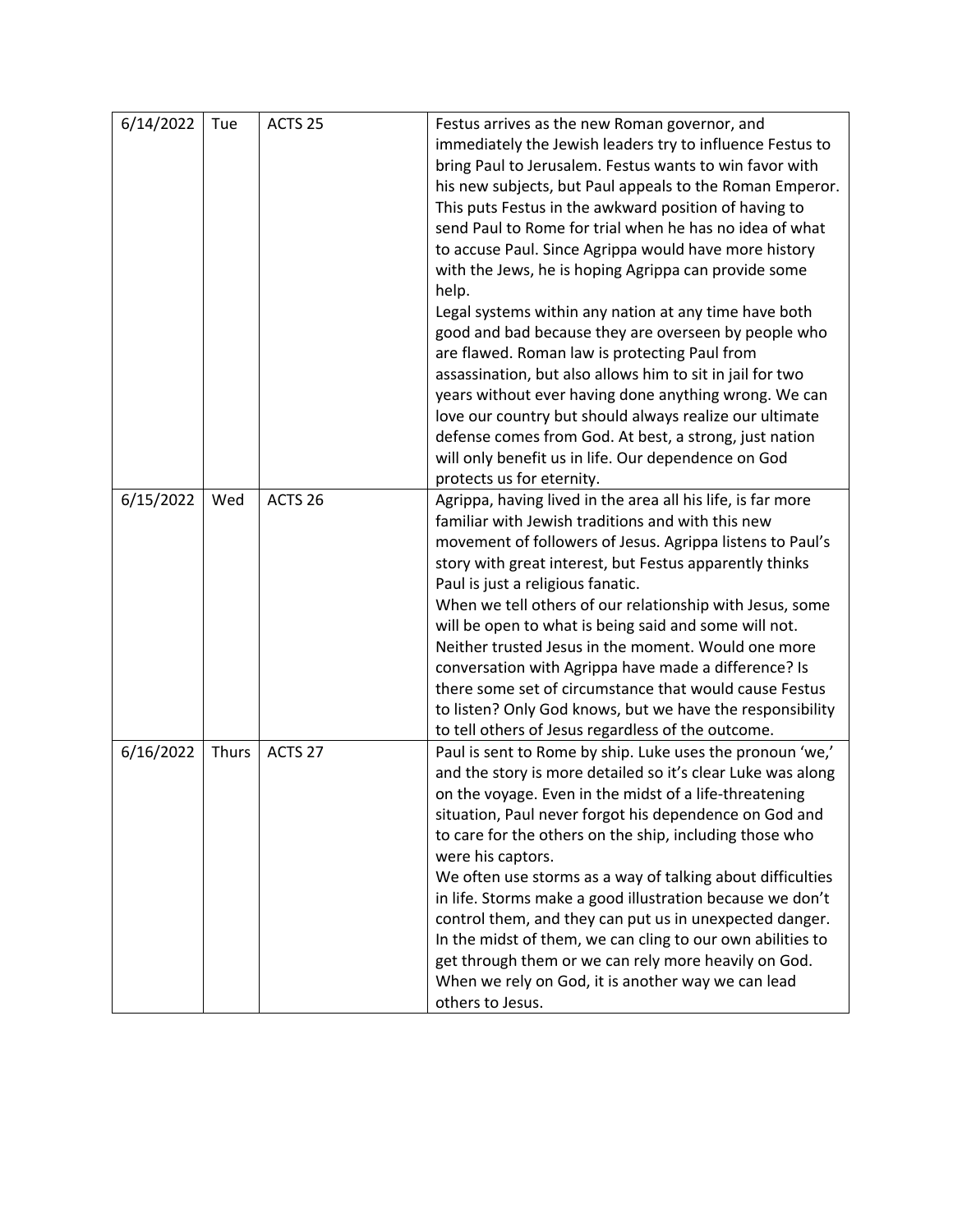| 6/14/2022 | Tue | ACTS 25 | Festus arrives as the new Roman governor, and immediately the Jewish leaders try to influence Festus to bring Paul to Jerusalem. Festus wants to win favor with his new subjects, but Paul appeals to the Roman Emperor. This puts Festus in the awkward position of having to send Paul to Rome for trial when he has no idea of what to accuse Paul. Since Agrippa would have more history with the Jews, he is hoping Agrippa can provide some help.<br>Legal systems within any nation at any time have both good and bad because they are overseen by people who are flawed. Roman law is protecting Paul from assassination, but also allows him to sit in jail for two years without ever having done anything wrong. We can love our country but should always realize our ultimate defense comes from God. At best, a strong, just nation will only benefit us in life. Our dependence on God protects us for eternity. |
|---|---|---|---|
| 6/15/2022 | Wed | ACTS 26 | Agrippa, having lived in the area all his life, is far more familiar with Jewish traditions and with this new movement of followers of Jesus. Agrippa listens to Paul's story with great interest, but Festus apparently thinks Paul is just a religious fanatic.<br>When we tell others of our relationship with Jesus, some will be open to what is being said and some will not. Neither trusted Jesus in the moment. Would one more conversation with Agrippa have made a difference? Is there some set of circumstance that would cause Festus to listen? Only God knows, but we have the responsibility to tell others of Jesus regardless of the outcome. |
| 6/16/2022 | Thurs | ACTS 27 | Paul is sent to Rome by ship. Luke uses the pronoun 'we,' and the story is more detailed so it's clear Luke was along on the voyage. Even in the midst of a life-threatening situation, Paul never forgot his dependence on God and to care for the others on the ship, including those who were his captors.<br>We often use storms as a way of talking about difficulties in life. Storms make a good illustration because we don't control them, and they can put us in unexpected danger. In the midst of them, we can cling to our own abilities to get through them or we can rely more heavily on God. When we rely on God, it is another way we can lead others to Jesus. |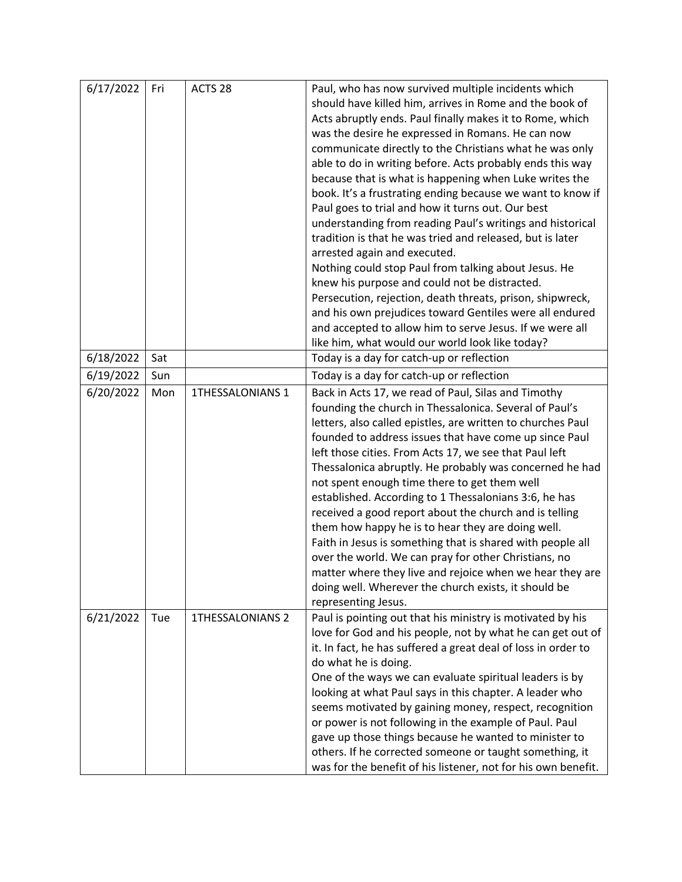| | | | |
|---|---|---|---|
| 6/17/2022 | Fri | ACTS 28 | Paul, who has now survived multiple incidents which should have killed him, arrives in Rome and the book of Acts abruptly ends. Paul finally makes it to Rome, which was the desire he expressed in Romans. He can now communicate directly to the Christians what he was only able to do in writing before. Acts probably ends this way because that is what is happening when Luke writes the book. It's a frustrating ending because we want to know if Paul goes to trial and how it turns out. Our best understanding from reading Paul's writings and historical tradition is that he was tried and released, but is later arrested again and executed.<br>Nothing could stop Paul from talking about Jesus. He knew his purpose and could not be distracted. Persecution, rejection, death threats, prison, shipwreck, and his own prejudices toward Gentiles were all endured and accepted to allow him to serve Jesus. If we were all like him, what would our world look like today? |
| 6/18/2022 | Sat | | Today is a day for catch-up or reflection |
| 6/19/2022 | Sun | | Today is a day for catch-up or reflection |
| 6/20/2022 | Mon | 1THESSALONIANS 1 | Back in Acts 17, we read of Paul, Silas and Timothy founding the church in Thessalonica. Several of Paul's letters, also called epistles, are written to churches Paul founded to address issues that have come up since Paul left those cities. From Acts 17, we see that Paul left Thessalonica abruptly. He probably was concerned he had not spent enough time there to get them well established. According to 1 Thessalonians 3:6, he has received a good report about the church and is telling them how happy he is to hear they are doing well.<br>Faith in Jesus is something that is shared with people all over the world. We can pray for other Christians, no matter where they live and rejoice when we hear they are doing well. Wherever the church exists, it should be representing Jesus. |
| 6/21/2022 | Tue | 1THESSALONIANS 2 | Paul is pointing out that his ministry is motivated by his love for God and his people, not by what he can get out of it. In fact, he has suffered a great deal of loss in order to do what he is doing.<br>One of the ways we can evaluate spiritual leaders is by looking at what Paul says in this chapter. A leader who seems motivated by gaining money, respect, recognition or power is not following in the example of Paul. Paul gave up those things because he wanted to minister to others. If he corrected someone or taught something, it was for the benefit of his listener, not for his own benefit. |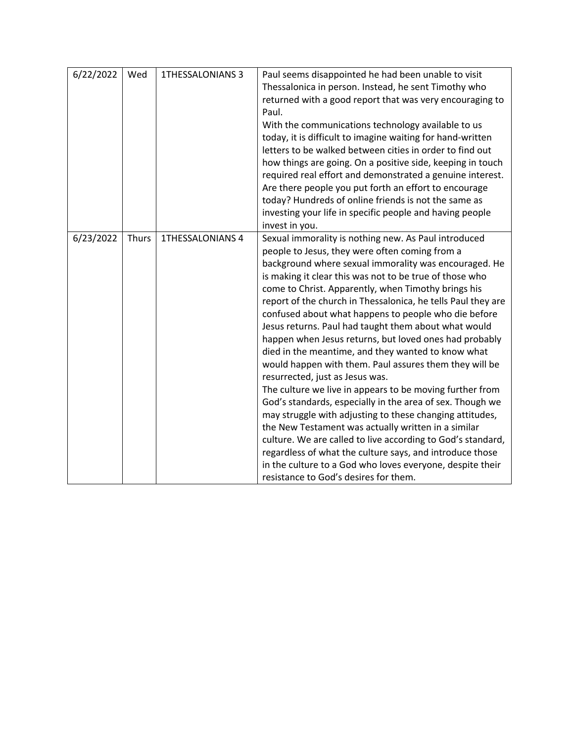| | | | |
|---|---|---|---|
| 6/22/2022 | Wed | 1THESSALONIANS 3 | Paul seems disappointed he had been unable to visit Thessalonica in person. Instead, he sent Timothy who returned with a good report that was very encouraging to Paul.<br>With the communications technology available to us today, it is difficult to imagine waiting for hand-written letters to be walked between cities in order to find out how things are going. On a positive side, keeping in touch required real effort and demonstrated a genuine interest. Are there people you put forth an effort to encourage today? Hundreds of online friends is not the same as investing your life in specific people and having people invest in you. |
| 6/23/2022 | Thurs | 1THESSALONIANS 4 | Sexual immorality is nothing new. As Paul introduced people to Jesus, they were often coming from a background where sexual immorality was encouraged. He is making it clear this was not to be true of those who come to Christ. Apparently, when Timothy brings his report of the church in Thessalonica, he tells Paul they are confused about what happens to people who die before Jesus returns. Paul had taught them about what would happen when Jesus returns, but loved ones had probably died in the meantime, and they wanted to know what would happen with them. Paul assures them they will be resurrected, just as Jesus was.<br>The culture we live in appears to be moving further from God's standards, especially in the area of sex. Though we may struggle with adjusting to these changing attitudes, the New Testament was actually written in a similar culture. We are called to live according to God's standard, regardless of what the culture says, and introduce those in the culture to a God who loves everyone, despite their resistance to God's desires for them. |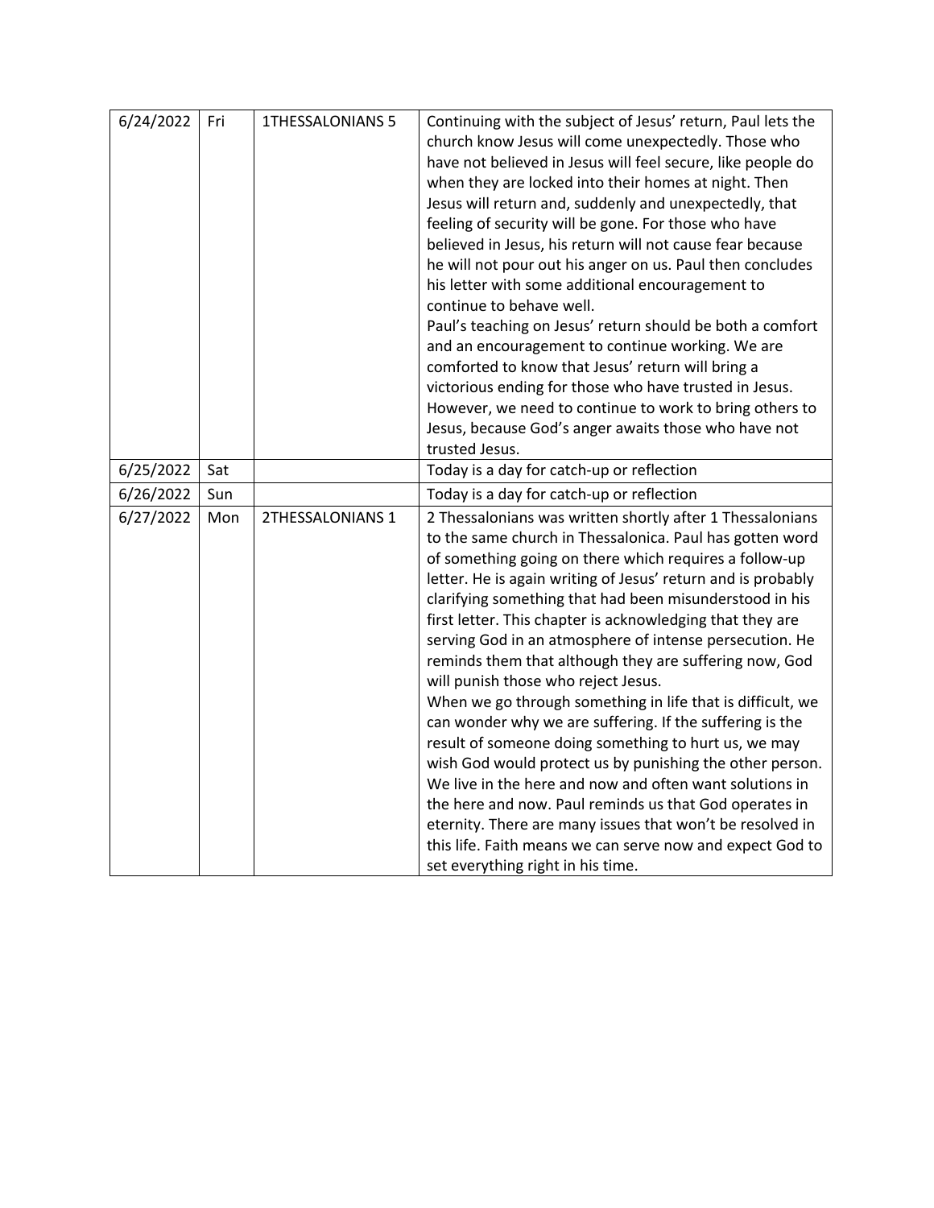| 6/24/2022 | Fri | 1THESSALONIANS 5 | Continuing with the subject of Jesus' return, Paul lets the church know Jesus will come unexpectedly. Those who have not believed in Jesus will feel secure, like people do when they are locked into their homes at night. Then Jesus will return and, suddenly and unexpectedly, that feeling of security will be gone. For those who have believed in Jesus, his return will not cause fear because he will not pour out his anger on us. Paul then concludes his letter with some additional encouragement to continue to behave well.<br>Paul's teaching on Jesus' return should be both a comfort and an encouragement to continue working. We are comforted to know that Jesus' return will bring a victorious ending for those who have trusted in Jesus. However, we need to continue to work to bring others to Jesus, because God's anger awaits those who have not trusted Jesus. |
|---|---|---|---|
| 6/25/2022 | Sat | | Today is a day for catch-up or reflection |
| 6/26/2022 | Sun | | Today is a day for catch-up or reflection |
| 6/27/2022 | Mon | 2THESSALONIANS 1 | 2 Thessalonians was written shortly after 1 Thessalonians to the same church in Thessalonica. Paul has gotten word of something going on there which requires a follow-up letter. He is again writing of Jesus' return and is probably clarifying something that had been misunderstood in his first letter. This chapter is acknowledging that they are serving God in an atmosphere of intense persecution. He reminds them that although they are suffering now, God will punish those who reject Jesus.<br>When we go through something in life that is difficult, we can wonder why we are suffering. If the suffering is the result of someone doing something to hurt us, we may wish God would protect us by punishing the other person. We live in the here and now and often want solutions in the here and now. Paul reminds us that God operates in eternity. There are many issues that won't be resolved in this life. Faith means we can serve now and expect God to set everything right in his time. |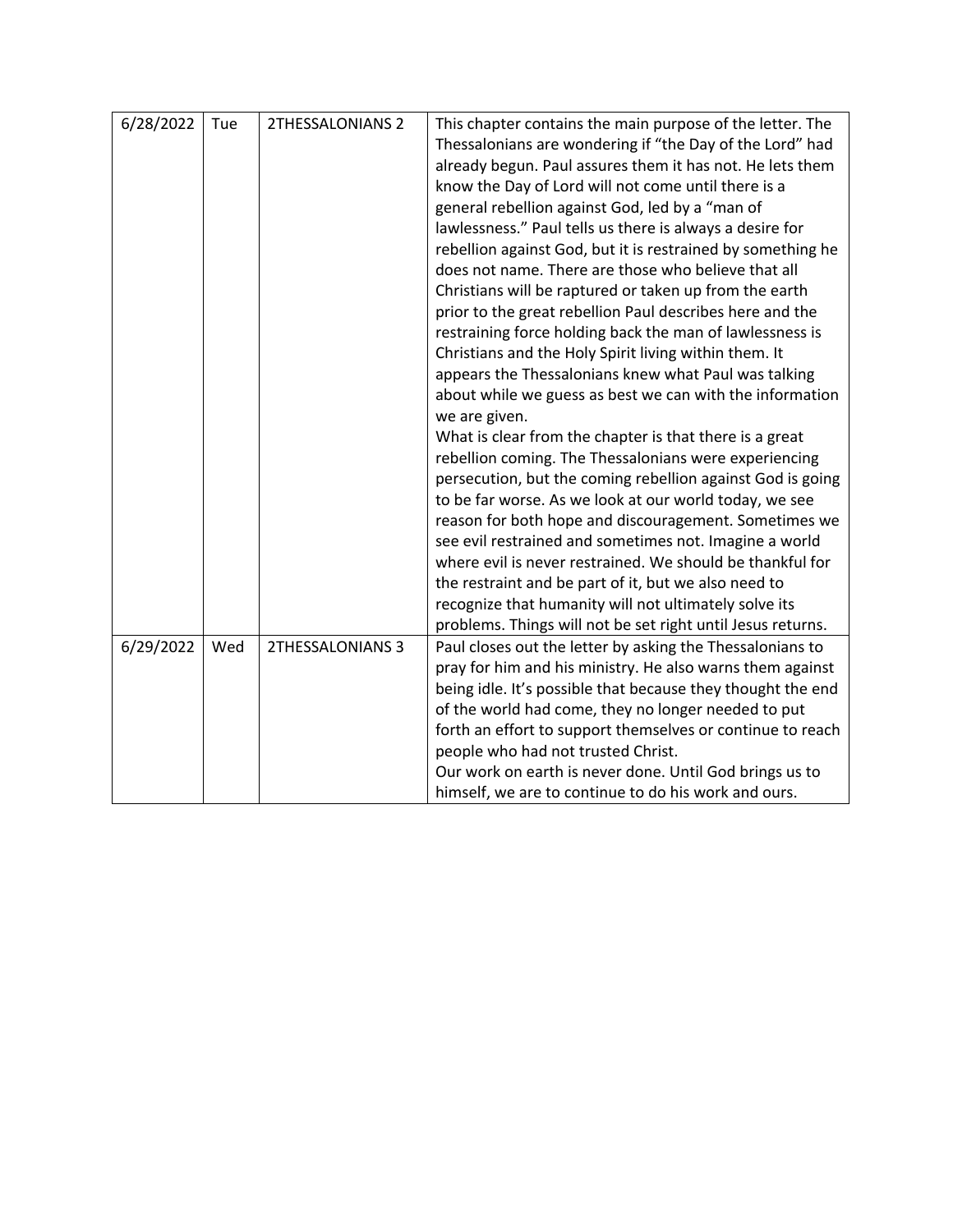| | | | |
|---|---|---|---|
| 6/28/2022 | Tue | 2THESSALONIANS 2 | This chapter contains the main purpose of the letter. The Thessalonians are wondering if "the Day of the Lord" had already begun. Paul assures them it has not. He lets them know the Day of Lord will not come until there is a general rebellion against God, led by a "man of lawlessness." Paul tells us there is always a desire for rebellion against God, but it is restrained by something he does not name. There are those who believe that all Christians will be raptured or taken up from the earth prior to the great rebellion Paul describes here and the restraining force holding back the man of lawlessness is Christians and the Holy Spirit living within them. It appears the Thessalonians knew what Paul was talking about while we guess as best we can with the information we are given.<br>What is clear from the chapter is that there is a great rebellion coming. The Thessalonians were experiencing persecution, but the coming rebellion against God is going to be far worse. As we look at our world today, we see reason for both hope and discouragement. Sometimes we see evil restrained and sometimes not. Imagine a world where evil is never restrained. We should be thankful for the restraint and be part of it, but we also need to recognize that humanity will not ultimately solve its problems. Things will not be set right until Jesus returns. |
| 6/29/2022 | Wed | 2THESSALONIANS 3 | Paul closes out the letter by asking the Thessalonians to pray for him and his ministry. He also warns them against being idle. It's possible that because they thought the end of the world had come, they no longer needed to put forth an effort to support themselves or continue to reach people who had not trusted Christ.<br>Our work on earth is never done. Until God brings us to himself, we are to continue to do his work and ours. |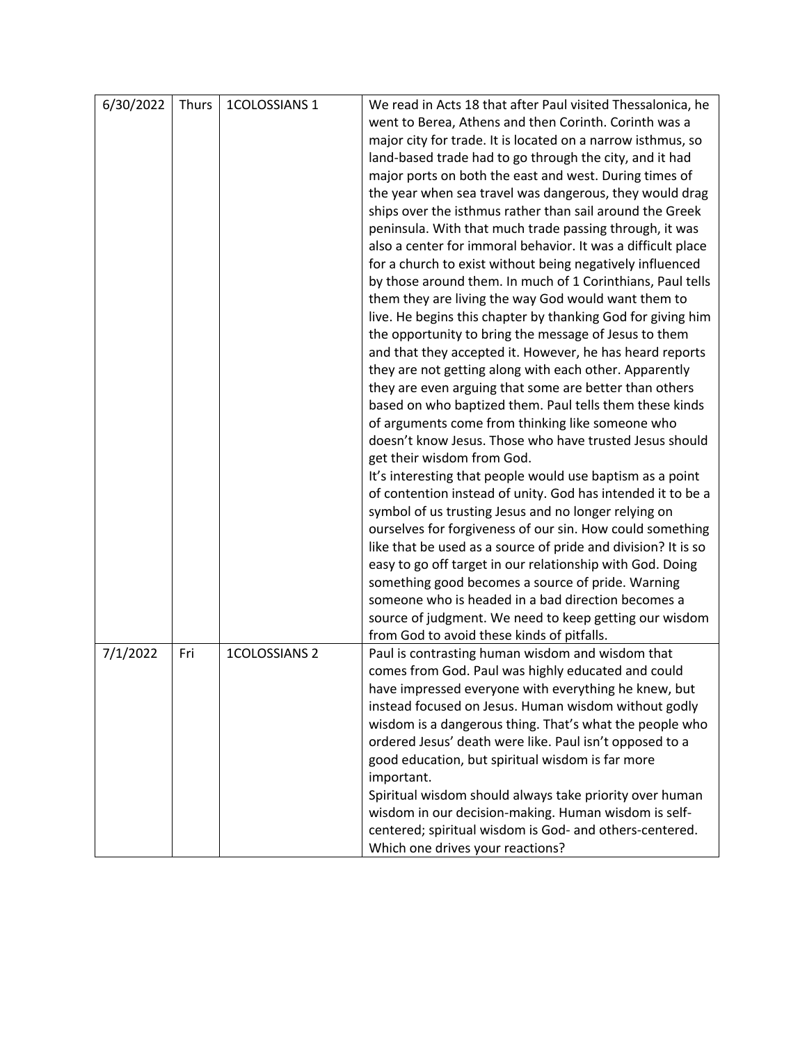| | | | |
|---|---|---|---|
| 6/30/2022 | Thurs | 1COLOSSIANS 1 | We read in Acts 18 that after Paul visited Thessalonica, he went to Berea, Athens and then Corinth. Corinth was a major city for trade. It is located on a narrow isthmus, so land-based trade had to go through the city, and it had major ports on both the east and west. During times of the year when sea travel was dangerous, they would drag ships over the isthmus rather than sail around the Greek peninsula. With that much trade passing through, it was also a center for immoral behavior. It was a difficult place for a church to exist without being negatively influenced by those around them. In much of 1 Corinthians, Paul tells them they are living the way God would want them to live. He begins this chapter by thanking God for giving him the opportunity to bring the message of Jesus to them and that they accepted it. However, he has heard reports they are not getting along with each other. Apparently they are even arguing that some are better than others based on who baptized them. Paul tells them these kinds of arguments come from thinking like someone who doesn't know Jesus. Those who have trusted Jesus should get their wisdom from God.<br>It's interesting that people would use baptism as a point of contention instead of unity. God has intended it to be a symbol of us trusting Jesus and no longer relying on ourselves for forgiveness of our sin. How could something like that be used as a source of pride and division? It is so easy to go off target in our relationship with God. Doing something good becomes a source of pride. Warning someone who is headed in a bad direction becomes a source of judgment. We need to keep getting our wisdom from God to avoid these kinds of pitfalls. |
| 7/1/2022 | Fri | 1COLOSSIANS 2 | Paul is contrasting human wisdom and wisdom that comes from God. Paul was highly educated and could have impressed everyone with everything he knew, but instead focused on Jesus. Human wisdom without godly wisdom is a dangerous thing. That's what the people who ordered Jesus' death were like. Paul isn't opposed to a good education, but spiritual wisdom is far more important.<br>Spiritual wisdom should always take priority over human wisdom in our decision-making. Human wisdom is self-centered; spiritual wisdom is God- and others-centered. Which one drives your reactions? |